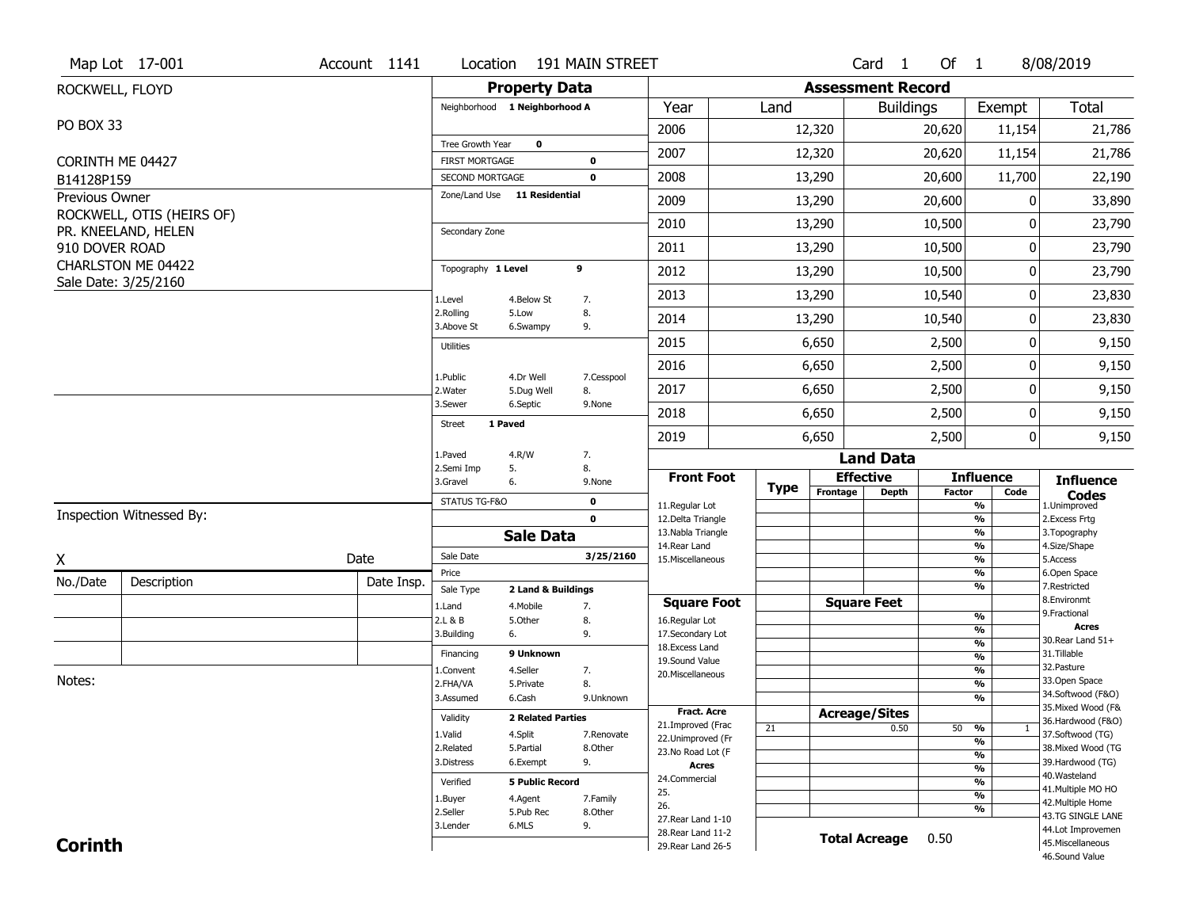Map Lot 17-001 | Account 1141 | Location 191 MAIN STREET | Card 1 Of 1 | 8/08/2019

ROCKWELL, FLOYD

PO BOX 33

CORINTH ME 04427

B14128P159

Previous Owner
ROCKWELL, OTIS (HEIRS OF)
PR. KNEELAND, HELEN
910 DOVER ROAD
CHARLSTON ME 04422
Sale Date: 3/25/2160

## Property Data

Neighborhood 1 Neighborhood A

Tree Growth Year 0

FIRST MORTGAGE 0

SECOND MORTGAGE 0

Zone/Land Use 11 Residential

Secondary Zone

Topography 1 Level 9

1.Level 4.Below St 7.
2.Rolling 5.Low 8.
3.Above St 6.Swampy 9.

Utilities

1.Public 4.Dr Well 7.Cesspool
2.Water 5.Dug Well 8.
3.Sewer 6.Septic 9.None

Street 1 Paved

1.Paved 4.R/W 7.
2.Semi Imp 5. 8.
3.Gravel 6. 9.None

STATUS TG-F&O 0

0

## Sale Data

Sale Date 3/25/2160

Price

Sale Type 2 Land & Buildings

1.Land 4.Mobile 7.
2.L & B 5.Other 8.
3.Building 6. 9.

Financing 9 Unknown

1.Convent 4.Seller 7.
2.FHA/VA 5.Private 8.
3.Assumed 6.Cash 9.Unknown

Validity 2 Related Parties

1.Valid 4.Split 7.Renovate
2.Related 5.Partial 8.Other
3.Distress 6.Exempt 9.

Verified 5 Public Record

1.Buyer 4.Agent 7.Family
2.Seller 5.Pub Rec 8.Other
3.Lender 6.MLS 9.

## Assessment Record

| Year | Land | Buildings | Exempt | Total |
|---|---|---|---|---|
| 2006 | 12,320 | 20,620 | 11,154 | 21,786 |
| 2007 | 12,320 | 20,620 | 11,154 | 21,786 |
| 2008 | 13,290 | 20,600 | 11,700 | 22,190 |
| 2009 | 13,290 | 20,600 | 0 | 33,890 |
| 2010 | 13,290 | 10,500 | 0 | 23,790 |
| 2011 | 13,290 | 10,500 | 0 | 23,790 |
| 2012 | 13,290 | 10,500 | 0 | 23,790 |
| 2013 | 13,290 | 10,540 | 0 | 23,830 |
| 2014 | 13,290 | 10,540 | 0 | 23,830 |
| 2015 | 6,650 | 2,500 | 0 | 9,150 |
| 2016 | 6,650 | 2,500 | 0 | 9,150 |
| 2017 | 6,650 | 2,500 | 0 | 9,150 |
| 2018 | 6,650 | 2,500 | 0 | 9,150 |
| 2019 | 6,650 | 2,500 | 0 | 9,150 |

## Land Data

| Front Foot | Type | Effective Frontage | Effective Depth | Influence Factor | Influence Code |
|---|---|---|---|---|---|
| 11.Regular Lot | | | | % | |
| 12.Delta Triangle | | | | % | |
| 13.Nabla Triangle | | | | % | |
| 14.Rear Land | | | | % | |
| 15.Miscellaneous | | | | % | |
| | | | | % | |
| | | | | % | |
| **Square Foot** | | **Square Feet** | | | |
| 16.Regular Lot | | | | % | |
| 17.Secondary Lot | | | | % | |
| 18.Excess Land | | | | % | |
| 19.Sound Value | | | | % | |
| 20.Miscellaneous | | | | % | |
| | | | | % | |
| | | | | % | |
| **Fract. Acre** | | **Acreage/Sites** | | | |
| 21.Improved (Frac | 21 | | 0.50 | 50 % | 1 |
| 22.Unimproved (Fr | | | | % | |
| 23.No Road Lot (F | | | | % | |
| **Acres** | | | | % | |
| 24.Commercial | | | | % | |
| 25. | | | | % | |
| 26. | | | | % | |
| 27.Rear Land 1-10 | | | | | |
| 28.Rear Land 11-2 | | | | | |
| 29.Rear Land 26-5 | | | | | |

**Total Acreage** 0.50

**Influence Codes**
1.Unimproved
2.Excess Frtg
3.Topography
4.Size/Shape
5.Access
6.Open Space
7.Restricted
8.Environmt
9.Fractional

**Acres**
30.Rear Land 51+
31.Tillable
32.Pasture
33.Open Space
34.Softwood (F&O)
35.Mixed Wood (F&
36.Hardwood (F&O)
37.Softwood (TG)
38.Mixed Wood (TG
39.Hardwood (TG)
40.Wasteland
41.Multiple MO HO
42.Multiple Home
43.TG SINGLE LANE
44.Lot Improvemen
45.Miscellaneous
46.Sound Value

Inspection Witnessed By:

X _______________ Date

| No./Date | Description | Date Insp. |
|---|---|---|
| | | |
| | | |
| | | |

Notes:

**Corinth**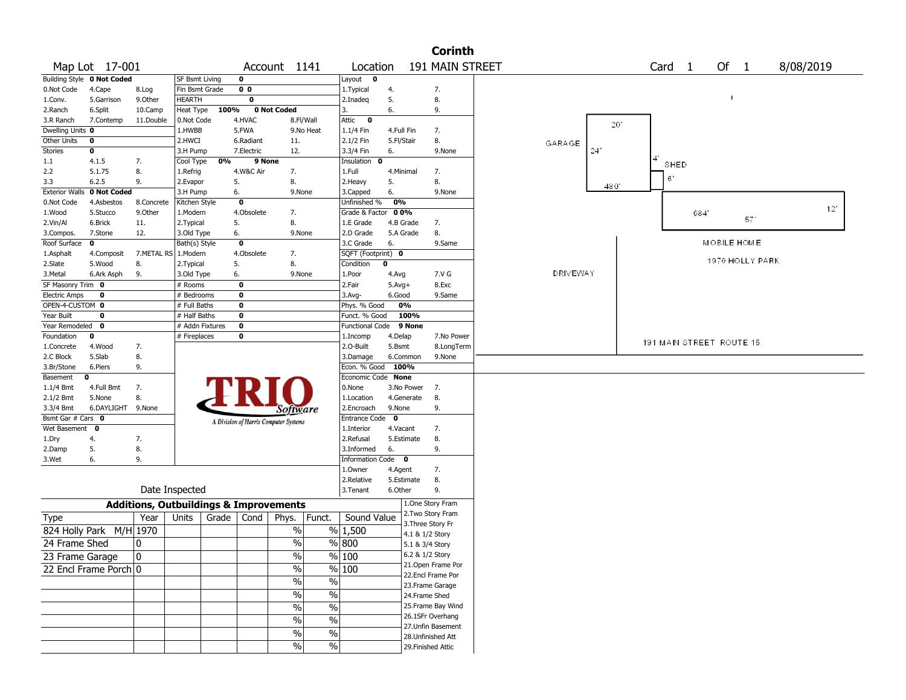# Corinth

**Map Lot** 17-001 **Account** 1141 **Location** 191 MAIN STREET **Card** 1 **Of** 1 8/08/2019

| Building Style | 0 Not Coded | | SF Bsmt Living | 0 | | Layout | 0 | |
|---|---|---|---|---|---|---|---|---|
| 0.Not Code | 4.Cape | 8.Log | Fin Bsmt Grade | 0 0 | | 1.Typical | 4. | 7. |
| 1.Conv. | 5.Garrison | 9.Other | HEARTH | 0 | | 2.Inadeq | 5. | 8. |
| 2.Ranch | 6.Split | 10.Camp | Heat Type 100% | 0 Not Coded | | 3. | 6. | 9. |
| 3.R Ranch | 7.Contemp | 11.Double | 0.Not Code | 4.HVAC | 8.Fl/Wall | Attic | 0 | |
| Dwelling Units | 0 | | 1.HWBB | 5.FWA | 9.No Heat | 1.1/4 Fin | 4.Full Fin | 7. |
| Other Units | 0 | | 2.HWCI | 6.Radiant | 11. | 2.1/2 Fin | 5.Fl/Stair | 8. |
| Stories | 0 | | 3.H Pump | 7.Electric | 12. | 3.3/4 Fin | 6. | 9.None |
| 1.1 | 4.1.5 | 7. | Cool Type 0% | 9 None | | Insulation | 0 | |
| 2.2 | 5.1.75 | 8. | 1.Refrig | 4.W&C Air | 7. | 1.Full | 4.Minimal | 7. |
| 3.3 | 6.2.5 | 9. | 2.Evapor | 5. | 8. | 2.Heavy | 5. | 8. |
| Exterior Walls | 0 Not Coded | | 3.H Pump | 6. | 9.None | 3.Capped | 6. | 9.None |
| 0.Not Code | 4.Asbestos | 8.Concrete | Kitchen Style | 0 | | Unfinished % | 0% | |
| 1.Wood | 5.Stucco | 9.Other | 1.Modern | 4.Obsolete | 7. | Grade & Factor | 0 0% | |
| 2.Vin/Al | 6.Brick | 11. | 2.Typical | 5. | 8. | 1.E Grade | 4.B Grade | 7. |
| 3.Compos. | 7.Stone | 12. | 3.Old Type | 6. | 9.None | 2.D Grade | 5.A Grade | 8. |
| Roof Surface | 0 | | Bath(s) Style | 0 | | 3.C Grade | 6. | 9.Same |
| 1.Asphalt | 4.Composit | 7.METAL RS | 1.Modern | 4.Obsolete | 7. | SQFT (Footprint) | 0 | |
| 2.Slate | 5.Wood | 8. | 2.Typical | 5. | 8. | Condition | 0 | |
| 3.Metal | 6.Ark Asph | 9. | 3.Old Type | 6. | 9.None | 1.Poor | 4.Avg | 7.V G |
| SF Masonry Trim | 0 | | # Rooms | 0 | | 2.Fair | 5.Avg+ | 8.Exc |
| Electric Amps | 0 | | # Bedrooms | 0 | | 3.Avg- | 6.Good | 9.Same |
| OPEN-4-CUSTOM | 0 | | # Full Baths | 0 | | Phys. % Good | 0% | |
| Year Built | 0 | | # Half Baths | 0 | | Funct. % Good | 100% | |
| Year Remodeled | 0 | | # Addn Fixtures | 0 | | Functional Code | 9 None | |
| Foundation | 0 | | # Fireplaces | 0 | | 1.Incomp | 4.Delap | 7.No Power |
| 1.Concrete | 4.Wood | 7. | | | | 2.O-Built | 5.Bsmt | 8.LongTerm |
| 2.C Block | 5.Slab | 8. | | | | 3.Damage | 6.Common | 9.None |
| 3.Br/Stone | 6.Piers | 9. | | | | Econ. % Good | 100% | |
| Basement | 0 | | | | | Economic Code | None | |
| 1.1/4 Bmt | 4.Full Bmt | 7. | | | | 0.None | 3.No Power | 7. |
| 2.1/2 Bmt | 5.None | 8. | | | | 1.Location | 4.Generate | 8. |
| 3.3/4 Bmt | 6.DAYLIGHT | 9.None | | | | 2.Encroach | 9.None | 9. |
| Bsmt Gar # Cars | 0 | | | | | Entrance Code | 0 | |
| Wet Basement | 0 | | | | | 1.Interior | 4.Vacant | 7. |
| 1.Dry | 4. | 7. | | | | 2.Refusal | 5.Estimate | 8. |
| 2.Damp | 5. | 8. | | | | 3.Informed | 6. | 9. |
| 3.Wet | 6. | 9. | | | | Information Code | 0 | |
| | | | | | | 1.Owner | 4.Agent | 7. |
| | | | | | | 2.Relative | 5.Estimate | 8. |
| | Date Inspected | | | | | 3.Tenant | 6.Other | 9. |

TRIO Software — A Division of Harris Computer Systems

## Additions, Outbuildings & Improvements

| Type | Year | Units | Grade | Cond | Phys. | Funct. | Sound Value |
|---|---|---|---|---|---|---|---|
| 824 Holly Park M/H | 1970 | | | | % | % | 1,500 |
| 24 Frame Shed | 0 | | | | % | % | 800 |
| 23 Frame Garage | 0 | | | | % | % | 100 |
| 22 Encl Frame Porch | 0 | | | | % | % | 100 |
| | | | | | % | % | |
| | | | | | % | % | |
| | | | | | % | % | |
| | | | | | % | % | |
| | | | | | % | % | |
| | | | | | % | % | |

1.One Story Fram
2.Two Story Fram
3.Three Story Fr
4.1 & 1/2 Story
5.1 & 3/4 Story
6.2 & 1/2 Story
21.Open Frame Por
22.Encl Frame Por
23.Frame Garage
24.Frame Shed
25.Frame Bay Wind
26.1SFr Overhang
27.Unfin Basement
28.Unfinished Att
29.Finished Attic

Sketch labels: GARAGE 20' 24' 480'; SHED 4' 6'; 684' 57' 12'; MOBILE HOME 1970 HOLLY PARK; DRIVEWAY; 191 MAIN STREET ROUTE 15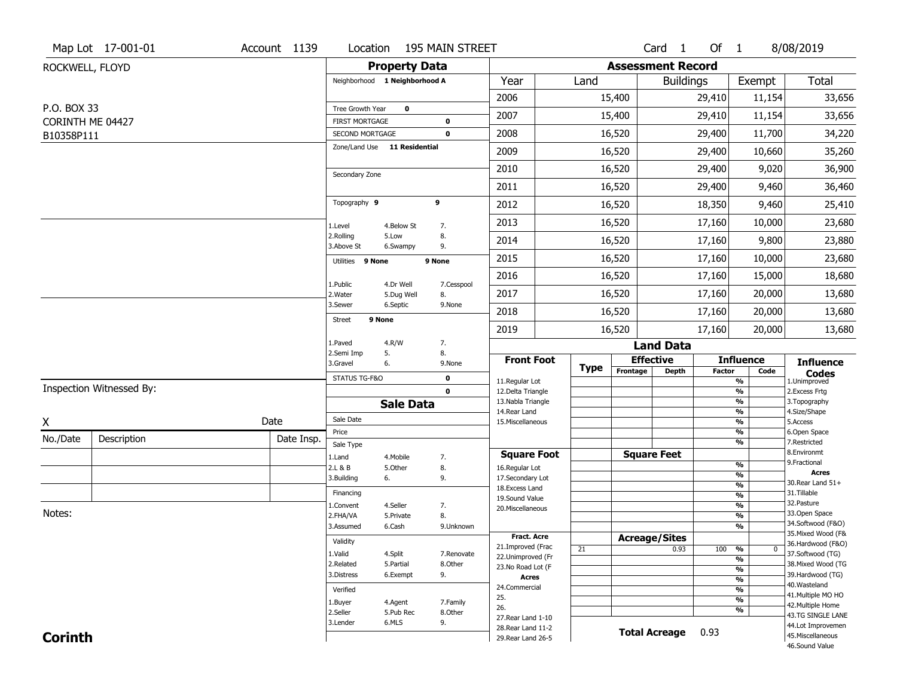Map Lot 17-001-01 | Account 1139 | Location 195 MAIN STREET | Card 1 Of 1 | 8/08/2019

ROCKWELL, FLOYD

P.O. BOX 33
CORINTH ME 04427
B10358P111

## Property Data

Neighborhood **1 Neighborhood A**

Tree Growth Year **0**
FIRST MORTGAGE **0**
SECOND MORTGAGE **0**
Zone/Land Use **11 Residential**

Secondary Zone

Topography **9** **9**

1.Level 4.Below St 7.
2.Rolling 5.Low 8.
3.Above St 6.Swampy 9.

Utilities **9 None** **9 None**

1.Public 4.Dr Well 7.Cesspool
2.Water 5.Dug Well 8.
3.Sewer 6.Septic 9.None

Street **9 None**

1.Paved 4.R/W 7.
2.Semi Imp 5. 8.
3.Gravel 6. 9.None

STATUS TG-F&O **0**
**0**

## Sale Data

Sale Date
Price
Sale Type
1.Land 4.Mobile 7.
2.L & B 5.Other 8.
3.Building 6. 9.

Financing
1.Convent 4.Seller 7.
2.FHA/VA 5.Private 8.
3.Assumed 6.Cash 9.Unknown

Validity
1.Valid 4.Split 7.Renovate
2.Related 5.Partial 8.Other
3.Distress 6.Exempt 9.

Verified
1.Buyer 4.Agent 7.Family
2.Seller 5.Pub Rec 8.Other
3.Lender 6.MLS 9.

## Assessment Record

| Year | Land | Buildings | Exempt | Total |
|---|---|---|---|---|
| 2006 | 15,400 | 29,410 | 11,154 | 33,656 |
| 2007 | 15,400 | 29,410 | 11,154 | 33,656 |
| 2008 | 16,520 | 29,400 | 11,700 | 34,220 |
| 2009 | 16,520 | 29,400 | 10,660 | 35,260 |
| 2010 | 16,520 | 29,400 | 9,020 | 36,900 |
| 2011 | 16,520 | 29,400 | 9,460 | 36,460 |
| 2012 | 16,520 | 18,350 | 9,460 | 25,410 |
| 2013 | 16,520 | 17,160 | 10,000 | 23,680 |
| 2014 | 16,520 | 17,160 | 9,800 | 23,880 |
| 2015 | 16,520 | 17,160 | 10,000 | 23,680 |
| 2016 | 16,520 | 17,160 | 15,000 | 18,680 |
| 2017 | 16,520 | 17,160 | 20,000 | 13,680 |
| 2018 | 16,520 | 17,160 | 20,000 | 13,680 |
| 2019 | 16,520 | 17,160 | 20,000 | 13,680 |

## Land Data

| Front Foot | Type | Effective Frontage | Effective Depth | Influence Factor | Influence Code |
|---|---|---|---|---|---|
| 11.Regular Lot | | | | % | |
| 12.Delta Triangle | | | | % | |
| 13.Nabla Triangle | | | | % | |
| 14.Rear Land | | | | % | |
| 15.Miscellaneous | | | | % | |
| | | | | % | |
| | | | | % | |
| **Square Foot** | | **Square Feet** | | | |
| 16.Regular Lot | | | | % | |
| 17.Secondary Lot | | | | % | |
| 18.Excess Land | | | | % | |
| 19.Sound Value | | | | % | |
| 20.Miscellaneous | | | | % | |
| | | | | % | |
| | | | | % | |
| **Fract. Acre** | | **Acreage/Sites** | | | |
| 21.Improved (Frac | 21 | | 0.93 | 100 % | 0 |
| 22.Unimproved (Fr | | | | % | |
| 23.No Road Lot (F | | | | % | |
| **Acres** | | | | % | |
| 24.Commercial | | | | % | |
| 25. | | | | % | |
| 26. | | | | % | |
| 27.Rear Land 1-10 | | | | | |
| 28.Rear Land 11-2 | | | | | |
| 29.Rear Land 26-5 | | | | | |

**Total Acreage** 0.93

**Influence Codes**
1.Unimproved
2.Excess Frtg
3.Topography
4.Size/Shape
5.Access
6.Open Space
7.Restricted
8.Environmt
9.Fractional

**Acres**
30.Rear Land 51+
31.Tillable
32.Pasture
33.Open Space
34.Softwood (F&O)
35.Mixed Wood (F&
36.Hardwood (F&O)
37.Softwood (TG)
38.Mixed Wood (TG
39.Hardwood (TG)
40.Wasteland
41.Multiple MO HO
42.Multiple Home
43.TG SINGLE LANE
44.Lot Improvemen
45.Miscellaneous
46.Sound Value

Inspection Witnessed By:

X Date

| No./Date | Description | Date Insp. |
|---|---|---|
| | | |
| | | |
| | | |

Notes:

**Corinth**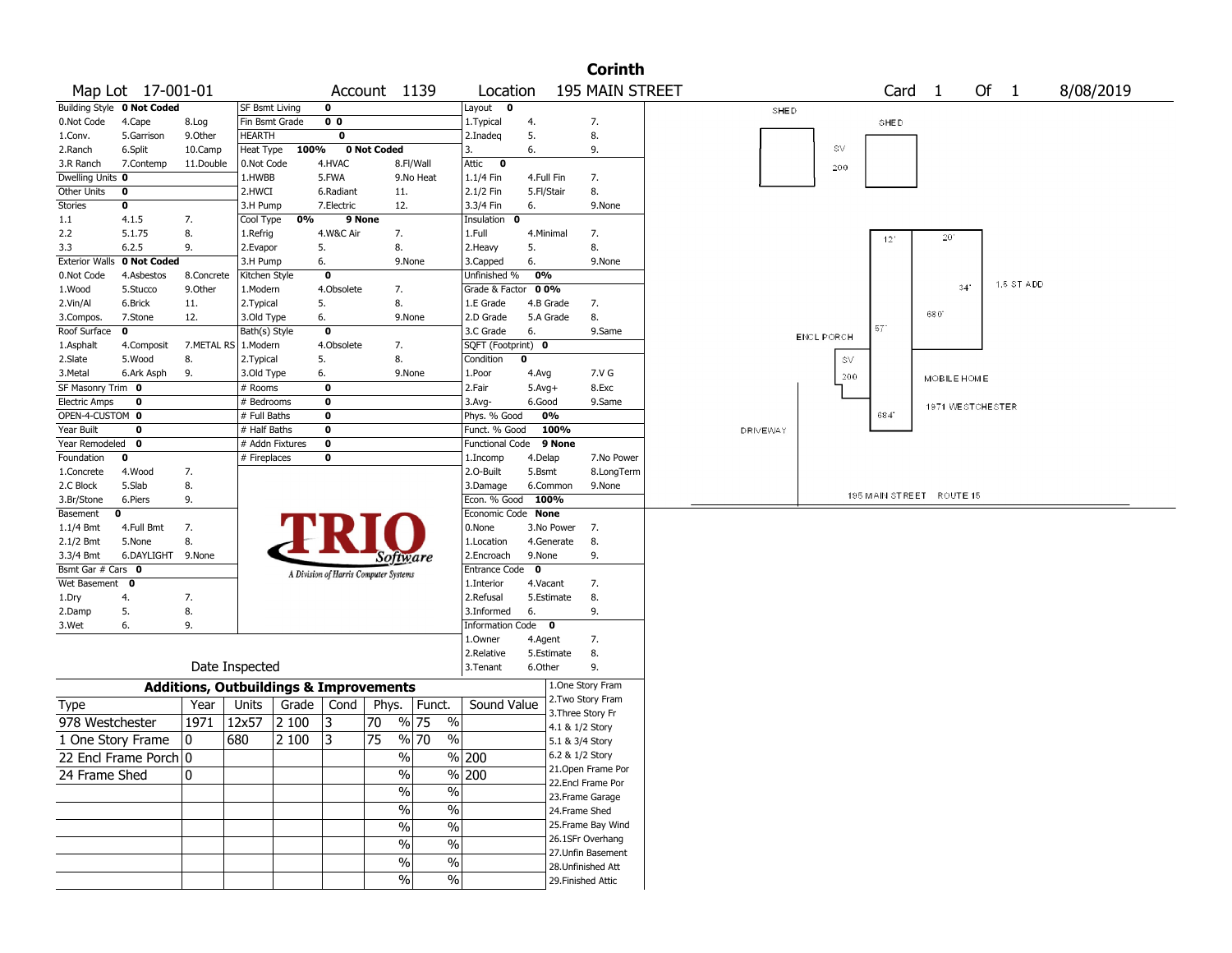# Corinth

**Map Lot** 17-001-01 **Account** 1139 **Location** 195 MAIN STREET **Card** 1 **Of** 1 8/08/2019

| Building Style | 0 Not Coded | SF Bsmt Living | 0 | Layout | 0 |
|---|---|---|---|---|---|
| 0.Not Code 4.Cape 8.Log | | Fin Bsmt Grade | 0 0 | 1.Typical 4. 7. | |
| 1.Conv. 5.Garrison 9.Other | | HEARTH | 0 | 2.Inadeq 5. 8. | |
| 2.Ranch 6.Split 10.Camp | | Heat Type 100% | 0 Not Coded | 3. 6. 9. | |
| 3.R Ranch 7.Contemp 11.Double | | 0.Not Code 4.HVAC 8.Fl/Wall | | Attic | 0 |
| Dwelling Units | 0 | 1.HWBB 5.FWA 9.No Heat | | 1.1/4 Fin 4.Full Fin 7. | |
| Other Units | 0 | 2.HWCI 6.Radiant 11. | | 2.1/2 Fin 5.Fl/Stair 8. | |
| Stories | 0 | 3.H Pump 7.Electric 12. | | 3.3/4 Fin 6. 9.None | |
| 1.1 4.1.5 7. | | Cool Type 0% | 9 None | Insulation | 0 |
| 2.2 5.1.75 8. | | 1.Refrig 4.W&C Air 7. | | 1.Full 4.Minimal 7. | |
| 3.3 6.2.5 9. | | 2.Evapor 5. 8. | | 2.Heavy 5. 8. | |
| Exterior Walls | 0 Not Coded | 3.H Pump 6. 9.None | | 3.Capped 6. 9.None | |
| 0.Not Code 4.Asbestos 8.Concrete | | Kitchen Style | 0 | Unfinished % | 0% |
| 1.Wood 5.Stucco 9.Other | | 1.Modern 4.Obsolete 7. | | Grade & Factor | 0 0% |
| 2.Vin/Al 6.Brick 11. | | 2.Typical 5. 8. | | 1.E Grade 4.B Grade 7. | |
| 3.Compos. 7.Stone 12. | | 3.Old Type 6. 9.None | | 2.D Grade 5.A Grade 8. | |
| Roof Surface | 0 | Bath(s) Style | 0 | 3.C Grade 6. 9.Same | |
| 1.Asphalt 4.Composit 7.METAL RS | | 1.Modern 4.Obsolete 7. | | SQFT (Footprint) | 0 |
| 2.Slate 5.Wood 8. | | 2.Typical 5. 8. | | Condition | 0 |
| 3.Metal 6.Ark Asph 9. | | 3.Old Type 6. 9.None | | 1.Poor 4.Avg 7.V G | |
| SF Masonry Trim | 0 | # Rooms | 0 | 2.Fair 5.Avg+ 8.Exc | |
| Electric Amps | 0 | # Bedrooms | 0 | 3.Avg- 6.Good 9.Same | |
| OPEN-4-CUSTOM | 0 | # Full Baths | 0 | Phys. % Good | 0% |
| Year Built | 0 | # Half Baths | 0 | Funct. % Good | 100% |
| Year Remodeled | 0 | # Addn Fixtures | 0 | Functional Code | 9 None |
| Foundation | 0 | # Fireplaces | 0 | 1.Incomp 4.Delap 7.No Power | |
| 1.Concrete 4.Wood 7. | | | | 2.O-Built 5.Bsmt 8.LongTerm | |
| 2.C Block 5.Slab 8. | | | | 3.Damage 6.Common 9.None | |
| 3.Br/Stone 6.Piers 9. | | | | Econ. % Good | 100% |
| Basement | 0 | | | Economic Code | None |
| 1.1/4 Bmt 4.Full Bmt 7. | | | | 0.None 3.No Power 7. | |
| 2.1/2 Bmt 5.None 8. | | | | 1.Location 4.Generate 8. | |
| 3.3/4 Bmt 6.DAYLIGHT 9.None | | | | 2.Encroach 9.None 9. | |
| Bsmt Gar # Cars | 0 | | | Entrance Code | 0 |
| Wet Basement | 0 | | | 1.Interior 4.Vacant 7. | |
| 1.Dry 4. 7. | | | | 2.Refusal 5.Estimate 8. | |
| 2.Damp 5. 8. | | | | 3.Informed 6. 9. | |
| 3.Wet 6. 9. | | | | Information Code | 0 |
| | | | | 1.Owner 4.Agent 7. | |
| | | | | 2.Relative 5.Estimate 8. | |
| | | Date Inspected | | 3.Tenant 6.Other 9. | |

TRIO Software — A Division of Harris Computer Systems

## Additions, Outbuildings & Improvements

| Type | Year | Units | Grade | Cond | Phys. | Funct. | Sound Value |
|---|---|---|---|---|---|---|---|
| 978 Westchester | 1971 | 12x57 | 2 100 | 3 | 70 % | 75 % | |
| 1 One Story Frame | 0 | 680 | 2 100 | 3 | 75 % | 70 % | |
| 22 Encl Frame Porch | 0 | | | | % | % | 200 |
| 24 Frame Shed | 0 | | | | % | % | 200 |
| | | | | | % | % | |
| | | | | | % | % | |
| | | | | | % | % | |
| | | | | | % | % | |
| | | | | | % | % | |
| | | | | | % | % | |

1.One Story Fram
2.Two Story Fram
3.Three Story Fr
4.1 & 1/2 Story
5.1 & 3/4 Story
6.2 & 1/2 Story
21.Open Frame Por
22.Encl Frame Por
23.Frame Garage
24.Frame Shed
25.Frame Bay Wind
26.1SFr Overhang
27.Unfin Basement
28.Unfinished Att
29.Finished Attic

SHED SHED SV 200 12' 20' 34' 1.5 ST ADD 680 57' ENCL PORCH SV 200 MOBILE HOME 1971 WESTCHESTER 684 DRIVEWAY 195 MAIN STREET ROUTE 15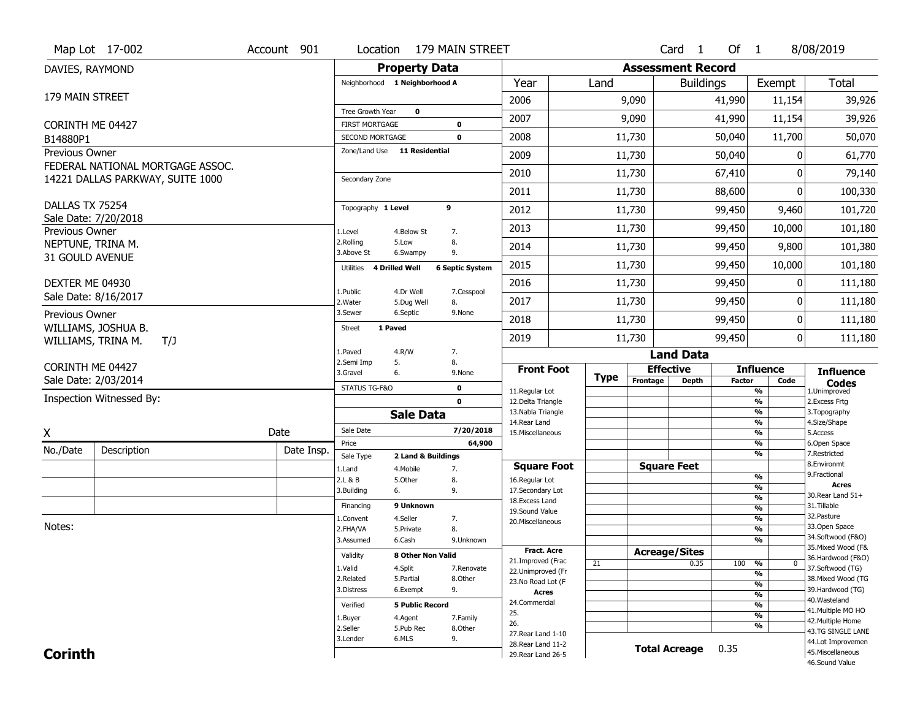Map Lot 17-002 | Account 901 | Location 179 MAIN STREET | Card 1 Of 1 | 8/08/2019

DAVIES, RAYMOND

179 MAIN STREET

CORINTH ME 04427

B14880P1

**Previous Owner**
FEDERAL NATIONAL MORTGAGE ASSOC.
14221 DALLAS PARKWAY, SUITE 1000

DALLAS TX 75254
Sale Date: 7/20/2018

**Previous Owner**
NEPTUNE, TRINA M.
31 GOULD AVENUE

DEXTER ME 04930
Sale Date: 8/16/2017

**Previous Owner**
WILLIAMS, JOSHUA B.
WILLIAMS, TRINA M. T/J

CORINTH ME 04427
Sale Date: 2/03/2014

Inspection Witnessed By:

X ____________________ Date

| No./Date | Description | Date Insp. |
|---|---|---|
| | | |
| | | |
| | | |

Notes:

## Property Data

Neighborhood: 1 Neighborhood A

Tree Growth Year: 0
FIRST MORTGAGE: 0
SECOND MORTGAGE: 0
Zone/Land Use: 11 Residential

Secondary Zone

Topography: 1 Level 9
1.Level 4.Below St 7.
2.Rolling 5.Low 8.
3.Above St 6.Swampy 9.

Utilities: 4 Drilled Well, 6 Septic System
1.Public 4.Dr Well 7.Cesspool
2.Water 5.Dug Well 8.
3.Sewer 6.Septic 9.None

Street: 1 Paved
1.Paved 4.R/W 7.
2.Semi Imp 5. 8.
3.Gravel 6. 9.None

STATUS TG-F&O: 0
0

## Sale Data

Sale Date: 7/20/2018
Price: 64,900
Sale Type: 2 Land & Buildings
1.Land 4.Mobile 7.
2.L & B 5.Other 8.
3.Building 6. 9.

Financing: 9 Unknown
1.Convent 4.Seller 7.
2.FHA/VA 5.Private 8.
3.Assumed 6.Cash 9.Unknown

Validity: 8 Other Non Valid
1.Valid 4.Split 7.Renovate
2.Related 5.Partial 8.Other
3.Distress 6.Exempt 9.

Verified: 5 Public Record
1.Buyer 4.Agent 7.Family
2.Seller 5.Pub Rec 8.Other
3.Lender 6.MLS 9.

## Assessment Record

| Year | Land | Buildings | Exempt | Total |
|---|---|---|---|---|
| 2006 | 9,090 | 41,990 | 11,154 | 39,926 |
| 2007 | 9,090 | 41,990 | 11,154 | 39,926 |
| 2008 | 11,730 | 50,040 | 11,700 | 50,070 |
| 2009 | 11,730 | 50,040 | 0 | 61,770 |
| 2010 | 11,730 | 67,410 | 0 | 79,140 |
| 2011 | 11,730 | 88,600 | 0 | 100,330 |
| 2012 | 11,730 | 99,450 | 9,460 | 101,720 |
| 2013 | 11,730 | 99,450 | 10,000 | 101,180 |
| 2014 | 11,730 | 99,450 | 9,800 | 101,380 |
| 2015 | 11,730 | 99,450 | 10,000 | 101,180 |
| 2016 | 11,730 | 99,450 | 0 | 111,180 |
| 2017 | 11,730 | 99,450 | 0 | 111,180 |
| 2018 | 11,730 | 99,450 | 0 | 111,180 |
| 2019 | 11,730 | 99,450 | 0 | 111,180 |

## Land Data

| Front Foot | Type | Effective Frontage | Effective Depth | Influence Factor | Influence Code |
|---|---|---|---|---|---|
| 11.Regular Lot | | | | % | |
| 12.Delta Triangle | | | | % | |
| 13.Nabla Triangle | | | | % | |
| 14.Rear Land | | | | % | |
| 15.Miscellaneous | | | | % | |
| | | | | % | |
| | | | | % | |
| **Square Foot** | | **Square Feet** | | | |
| 16.Regular Lot | | | | % | |
| 17.Secondary Lot | | | | % | |
| 18.Excess Land | | | | % | |
| 19.Sound Value | | | | % | |
| 20.Miscellaneous | | | | % | |
| | | | | % | |
| | | | | % | |
| **Fract. Acre** | | **Acreage/Sites** | | | |
| 21.Improved (Frac | 21 | | 0.35 | 100 % | 0 |
| 22.Unimproved (Fr | | | | % | |
| 23.No Road Lot (F | | | | % | |
| **Acres** | | | | % | |
| 24.Commercial | | | | % | |
| 25. | | | | % | |
| 26. | | | | % | |
| 27.Rear Land 1-10 | | | | | |
| 28.Rear Land 11-2 | | | | | |
| 29.Rear Land 26-5 | | | | | |

**Total Acreage** 0.35

**Influence Codes**
1.Unimproved
2.Excess Frtg
3.Topography
4.Size/Shape
5.Access
6.Open Space
7.Restricted
8.Environmt
9.Fractional

**Acres**
30.Rear Land 51+
31.Tillable
32.Pasture
33.Open Space
34.Softwood (F&O)
35.Mixed Wood (F&
36.Hardwood (F&O)
37.Softwood (TG)
38.Mixed Wood (TG
39.Hardwood (TG)
40.Wasteland
41.Multiple MO HO
42.Multiple Home
43.TG SINGLE LANE
44.Lot Improvemen
45.Miscellaneous
46.Sound Value

**Corinth**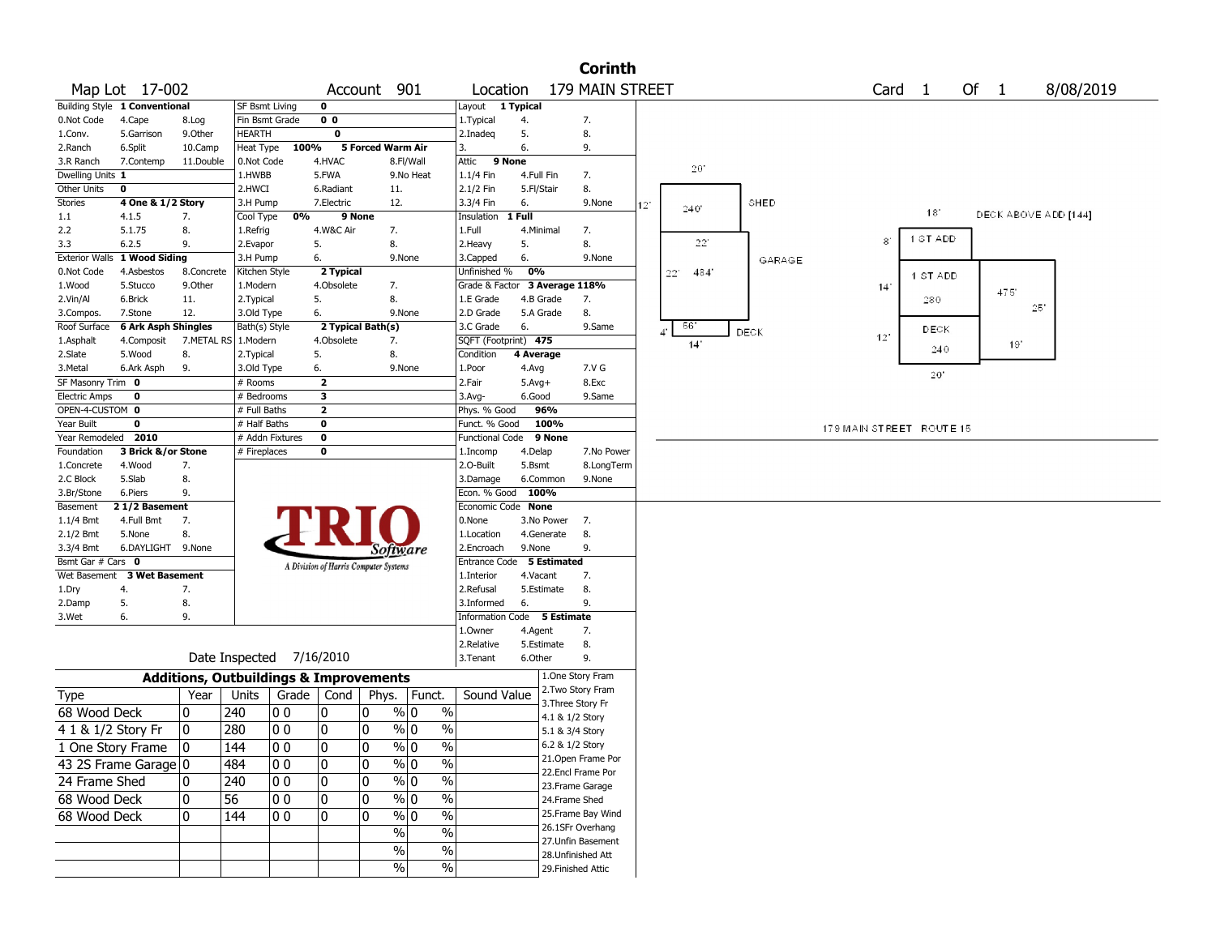# Corinth

**Map Lot** 17-002 **Account** 901 **Location** 179 MAIN STREET **Card** 1 **Of** 1 8/08/2019

| Building Style | 1 Conventional | | SF Bsmt Living | 0 | | Layout | 1 Typical | |
|---|---|---|---|---|---|---|---|---|
| 0.Not Code | 4.Cape | 8.Log | Fin Bsmt Grade | 0 0 | | 1.Typical | 4. | 7. |
| 1.Conv. | 5.Garrison | 9.Other | HEARTH | 0 | | 2.Inadeq | 5. | 8. |
| 2.Ranch | 6.Split | 10.Camp | Heat Type 100% | 5 Forced Warm Air | | 3. | 6. | 9. |
| 3.R Ranch | 7.Contemp | 11.Double | 0.Not Code | 4.HVAC | 8.Fl/Wall | Attic | 9 None | |
| Dwelling Units | 1 | | 1.HWBB | 5.FWA | 9.No Heat | 1.1/4 Fin | 4.Full Fin | 7. |
| Other Units | 0 | | 2.HWCI | 6.Radiant | 11. | 2.1/2 Fin | 5.Fl/Stair | 8. |
| Stories | 4 One & 1/2 Story | | 3.H Pump | 7.Electric | 12. | 3.3/4 Fin | 6. | 9.None |
| 1.1 | 4.1.5 | 7. | Cool Type 0% | 9 None | | Insulation | 1 Full | |
| 2.2 | 5.1.75 | 8. | 1.Refrig | 4.W&C Air | 7. | 1.Full | 4.Minimal | 7. |
| 3.3 | 6.2.5 | 9. | 2.Evapor | 5. | 8. | 2.Heavy | 5. | 8. |
| Exterior Walls | 1 Wood Siding | | 3.H Pump | 6. | 9.None | 3.Capped | 6. | 9.None |
| 0.Not Code | 4.Asbestos | 8.Concrete | Kitchen Style | 2 Typical | | Unfinished % | 0% | |
| 1.Wood | 5.Stucco | 9.Other | 1.Modern | 4.Obsolete | 7. | Grade & Factor | 3 Average 118% | |
| 2.Vin/Al | 6.Brick | 11. | 2.Typical | 5. | 8. | 1.E Grade | 4.B Grade | 7. |
| 3.Compos. | 7.Stone | 12. | 3.Old Type | 6. | 9.None | 2.D Grade | 5.A Grade | 8. |
| Roof Surface | 6 Ark Asph Shingles | | Bath(s) Style | 2 Typical Bath(s) | | 3.C Grade | 6. | 9.Same |
| 1.Asphalt | 4.Composit | 7.METAL RS | 1.Modern | 4.Obsolete | 7. | SQFT (Footprint) | 475 | |
| 2.Slate | 5.Wood | 8. | 2.Typical | 5. | 8. | Condition | 4 Average | |
| 3.Metal | 6.Ark Asph | 9. | 3.Old Type | 6. | 9.None | 1.Poor | 4.Avg | 7.V G |
| SF Masonry Trim | 0 | | # Rooms | 2 | | 2.Fair | 5.Avg+ | 8.Exc |
| Electric Amps | 0 | | # Bedrooms | 3 | | 3.Avg- | 6.Good | 9.Same |
| OPEN-4-CUSTOM | 0 | | # Full Baths | 2 | | Phys. % Good | 96% | |
| Year Built | 0 | | # Half Baths | 0 | | Funct. % Good | 100% | |
| Year Remodeled | 2010 | | # Addn Fixtures | 0 | | Functional Code | 9 None | |
| Foundation | 3 Brick &/or Stone | | # Fireplaces | 0 | | 1.Incomp | 4.Delap | 7.No Power |
| 1.Concrete | 4.Wood | 7. | | | | 2.O-Built | 5.Bsmt | 8.LongTerm |
| 2.C Block | 5.Slab | 8. | | | | 3.Damage | 6.Common | 9.None |
| 3.Br/Stone | 6.Piers | 9. | | | | Econ. % Good | 100% | |
| Basement | 2 1/2 Basement | | | | | Economic Code | None | |
| 1.1/4 Bmt | 4.Full Bmt | 7. | | | | 0.None | 3.No Power | 7. |
| 2.1/2 Bmt | 5.None | 8. | | | | 1.Location | 4.Generate | 8. |
| 3.3/4 Bmt | 6.DAYLIGHT | 9.None | | | | 2.Encroach | 9.None | 9. |
| Bsmt Gar # Cars | 0 | | | | | Entrance Code | 5 Estimated | |
| Wet Basement | 3 Wet Basement | | | | | 1.Interior | 4.Vacant | 7. |
| 1.Dry | 4. | 7. | | | | 2.Refusal | 5.Estimate | 8. |
| 2.Damp | 5. | 8. | | | | 3.Informed | 6. | 9. |
| 3.Wet | 6. | 9. | | | | Information Code | 5 Estimate | |
| | | | | | | 1.Owner | 4.Agent | 7. |
| | | | | | | 2.Relative | 5.Estimate | 8. |
| | | | | | | 3.Tenant | 6.Other | 9. |

Date Inspected 7/16/2010

## Additions, Outbuildings & Improvements

| Type | Year | Units | Grade | Cond | Phys. | Funct. | Sound Value |
|---|---|---|---|---|---|---|---|
| 68 Wood Deck | 0 | 240 | 0 0 | 0 | 0 % | 0 % | |
| 4 1 & 1/2 Story Fr | 0 | 280 | 0 0 | 0 | 0 % | 0 % | |
| 1 One Story Frame | 0 | 144 | 0 0 | 0 | 0 % | 0 % | |
| 43 2S Frame Garage | 0 | 484 | 0 0 | 0 | 0 % | 0 % | |
| 24 Frame Shed | 0 | 240 | 0 0 | 0 | 0 % | 0 % | |
| 68 Wood Deck | 0 | 56 | 0 0 | 0 | 0 % | 0 % | |
| 68 Wood Deck | 0 | 144 | 0 0 | 0 | 0 % | 0 % | |
| | | | | | % | % | |
| | | | | | % | % | |
| | | | | | % | % | |

1.One Story Fram
2.Two Story Fram
3.Three Story Fr
4.1 & 1/2 Story
5.1 & 3/4 Story
6.2 & 1/2 Story
21.Open Frame Por
22.Encl Frame Por
23.Frame Garage
24.Frame Shed
25.Frame Bay Wind
26.1SFr Overhang
27.Unfin Basement
28.Unfinished Att
29.Finished Attic

Sketch labels: 20' 240' SHED 12' 22' 484' GARAGE 22' 56' 4' 14' DECK; 18' DECK ABOVE ADD [144] 8' 1 ST ADD 14' 1 ST ADD 280 475' 25' DECK 12' 240 19' 20'; 179 MAIN STREET ROUTE 15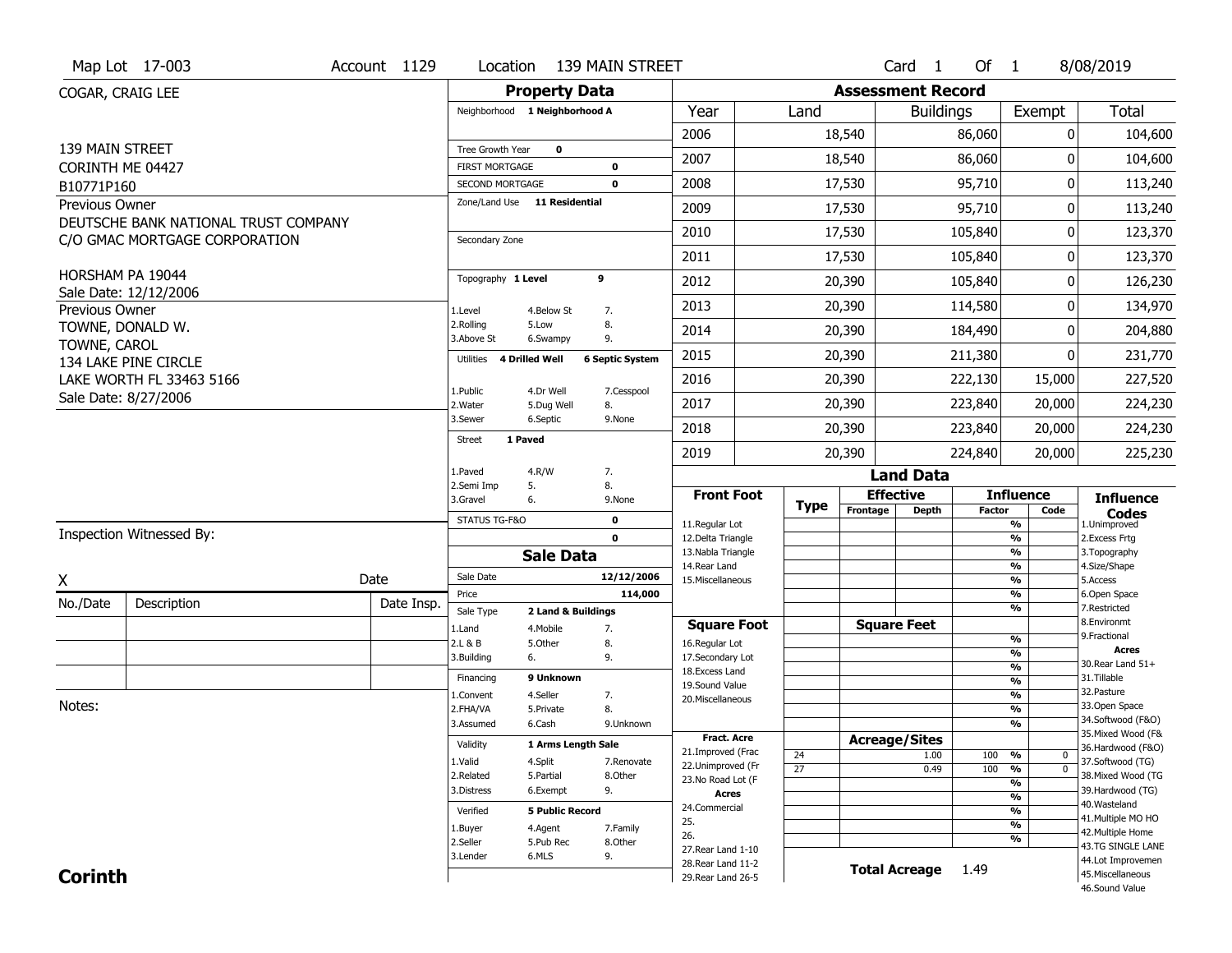Map Lot 17-003 | Account 1129 | Location 139 MAIN STREET | Card 1 Of 1 | 8/08/2019

COGAR, CRAIG LEE

139 MAIN STREET
CORINTH ME 04427
B10771P160

Previous Owner
DEUTSCHE BANK NATIONAL TRUST COMPANY
C/O GMAC MORTGAGE CORPORATION

HORSHAM PA 19044
Sale Date: 12/12/2006

Previous Owner
TOWNE, DONALD W.
TOWNE, CAROL
134 LAKE PINE CIRCLE
LAKE WORTH FL 33463 5166
Sale Date: 8/27/2006

Inspection Witnessed By:

X ______________________ Date

| No./Date | Description | Date Insp. |
|---|---|---|
| | | |
| | | |
| | | |

Notes:

## Property Data

Neighborhood **1 Neighborhood A**

| | |
|---|---|
| Tree Growth Year | 0 |
| FIRST MORTGAGE | 0 |
| SECOND MORTGAGE | 0 |

Zone/Land Use **11 Residential**

Secondary Zone

Topography **1 Level** 9

1.Level 4.Below St 7.
2.Rolling 5.Low 8.
3.Above St 6.Swampy 9.

Utilities **4 Drilled Well** **6 Septic System**

1.Public 4.Dr Well 7.Cesspool
2.Water 5.Dug Well 8.
3.Sewer 6.Septic 9.None

Street **1 Paved**

1.Paved 4.R/W 7.
2.Semi Imp 5. 8.
3.Gravel 6. 9.None

| | |
|---|---|
| STATUS TG-F&O | 0 |
| | 0 |

## Sale Data

| | |
|---|---|
| Sale Date | 12/12/2006 |
| Price | 114,000 |

Sale Type **2 Land & Buildings**

1.Land 4.Mobile 7.
2.L & B 5.Other 8.
3.Building 6. 9.

Financing **9 Unknown**

1.Convent 4.Seller 7.
2.FHA/VA 5.Private 8.
3.Assumed 6.Cash 9.Unknown

Validity **1 Arms Length Sale**

1.Valid 4.Split 7.Renovate
2.Related 5.Partial 8.Other
3.Distress 6.Exempt 9.

Verified **5 Public Record**

1.Buyer 4.Agent 7.Family
2.Seller 5.Pub Rec 8.Other
3.Lender 6.MLS 9.

## Assessment Record

| Year | Land | Buildings | Exempt | Total |
|---|---|---|---|---|
| 2006 | 18,540 | 86,060 | 0 | 104,600 |
| 2007 | 18,540 | 86,060 | 0 | 104,600 |
| 2008 | 17,530 | 95,710 | 0 | 113,240 |
| 2009 | 17,530 | 95,710 | 0 | 113,240 |
| 2010 | 17,530 | 105,840 | 0 | 123,370 |
| 2011 | 17,530 | 105,840 | 0 | 123,370 |
| 2012 | 20,390 | 105,840 | 0 | 126,230 |
| 2013 | 20,390 | 114,580 | 0 | 134,970 |
| 2014 | 20,390 | 184,490 | 0 | 204,880 |
| 2015 | 20,390 | 211,380 | 0 | 231,770 |
| 2016 | 20,390 | 222,130 | 15,000 | 227,520 |
| 2017 | 20,390 | 223,840 | 20,000 | 224,230 |
| 2018 | 20,390 | 223,840 | 20,000 | 224,230 |
| 2019 | 20,390 | 224,840 | 20,000 | 225,230 |

## Land Data

| Front Foot | Type | Effective Frontage | Effective Depth | Influence Factor | Influence Code |
|---|---|---|---|---|---|
| 11.Regular Lot | | | | % | |
| 12.Delta Triangle | | | | % | |
| 13.Nabla Triangle | | | | % | |
| 14.Rear Land | | | | % | |
| 15.Miscellaneous | | | | % | |

| Square Foot | Type | Square Feet | Influence Factor | Influence Code |
|---|---|---|---|---|
| 16.Regular Lot | | | % | |
| 17.Secondary Lot | | | % | |
| 18.Excess Land | | | % | |
| 19.Sound Value | | | % | |
| 20.Miscellaneous | | | % | |

| Fract. Acre | Type | Acreage/Sites | Influence Factor | Influence Code |
|---|---|---|---|---|
| 21.Improved (Frac | 24 | 1.00 | 100 % | 0 |
| 22.Unimproved (Fr | 27 | 0.49 | 100 % | 0 |
| 23.No Road Lot (F | | | % | |
| **Acres** | | | % | |
| 24.Commercial | | | % | |
| 25. | | | % | |
| 26. | | | % | |
| 27.Rear Land 1-10 | | | | |
| 28.Rear Land 11-2 | | | | |
| 29.Rear Land 26-5 | | | | |

**Total Acreage** 1.49

### Influence Codes

1.Unimproved
2.Excess Frtg
3.Topography
4.Size/Shape
5.Access
6.Open Space
7.Restricted
8.Environmt
9.Fractional

**Acres**

30.Rear Land 51+
31.Tillable
32.Pasture
33.Open Space
34.Softwood (F&O)
35.Mixed Wood (F&
36.Hardwood (F&O)
37.Softwood (TG)
38.Mixed Wood (TG
39.Hardwood (TG)
40.Wasteland
41.Multiple MO HO
42.Multiple Home
43.TG SINGLE LANE
44.Lot Improvemen
45.Miscellaneous
46.Sound Value

**Corinth**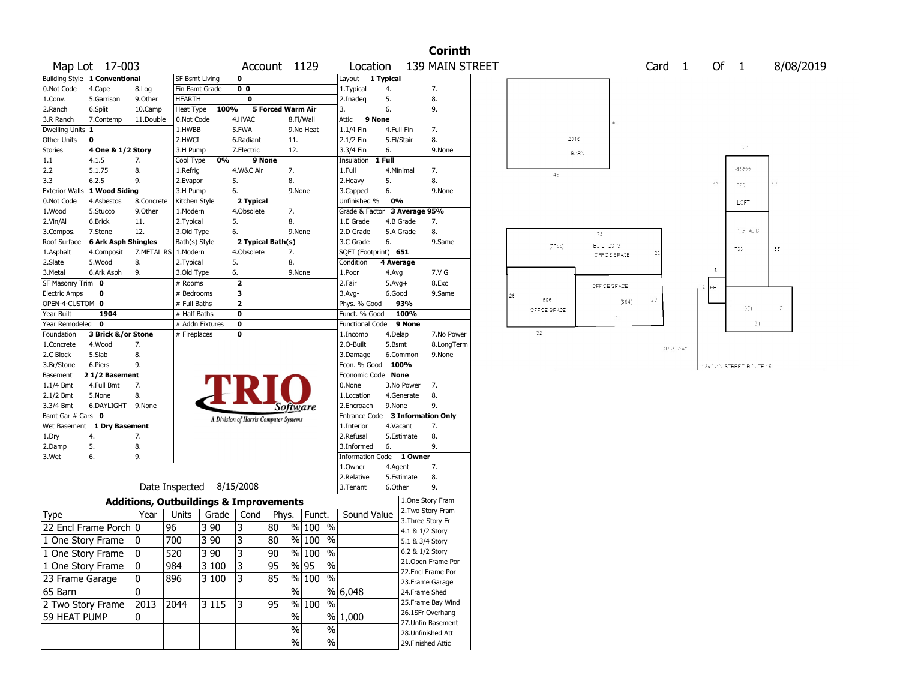# Corinth

**Map Lot** 17-003 **Account** 1129 **Location** 139 MAIN STREET **Card** 1 **Of** 1 8/08/2019

| | | |
|---|---|---|
| **Building Style** | 1 Conventional | |
| 0.Not Code | 4.Cape | 8.Log |
| 1.Conv. | 5.Garrison | 9.Other |
| 2.Ranch | 6.Split | 10.Camp |
| 3.R Ranch | 7.Contemp | 11.Double |
| **Dwelling Units** | 1 | |
| **Other Units** | 0 | |
| **Stories** | 4 One & 1/2 Story | |
| 1.1 | 4.1.5 | 7. |
| 2.2 | 5.1.75 | 8. |
| 3.3 | 6.2.5 | 9. |
| **Exterior Walls** | 1 Wood Siding | |
| 0.Not Code | 4.Asbestos | 8.Concrete |
| 1.Wood | 5.Stucco | 9.Other |
| 2.Vin/Al | 6.Brick | 11. |
| 3.Compos. | 7.Stone | 12. |
| **Roof Surface** | 6 Ark Asph Shingles | |
| 1.Asphalt | 4.Composit | 7.METAL RS |
| 2.Slate | 5.Wood | 8. |
| 3.Metal | 6.Ark Asph | 9. |
| **SF Masonry Trim** | 0 | |
| **Electric Amps** | 0 | |
| **OPEN-4-CUSTOM** | 0 | |
| **Year Built** | 1904 | |
| **Year Remodeled** | 0 | |
| **Foundation** | 3 Brick &/or Stone | |
| 1.Concrete | 4.Wood | 7. |
| 2.C Block | 5.Slab | 8. |
| 3.Br/Stone | 6.Piers | 9. |
| **Basement** | 2 1/2 Basement | |
| 1.1/4 Bmt | 4.Full Bmt | 7. |
| 2.1/2 Bmt | 5.None | 8. |
| 3.3/4 Bmt | 6.DAYLIGHT | 9.None |
| **Bsmt Gar # Cars** | 0 | |
| **Wet Basement** | 1 Dry Basement | |
| 1.Dry | 4. | 7. |
| 2.Damp | 5. | 8. |
| 3.Wet | 6. | 9. |

| | | |
|---|---|---|
| **SF Bsmt Living** | 0 | |
| **Fin Bsmt Grade** | 0 0 | |
| **HEARTH** | 0 | |
| **Heat Type** | 100% | 5 Forced Warm Air |
| 0.Not Code | 4.HVAC | 8.Fl/Wall |
| 1.HWBB | 5.FWA | 9.No Heat |
| 2.HWCI | 6.Radiant | 11. |
| 3.H Pump | 7.Electric | 12. |
| **Cool Type** | 0% | 9 None |
| 1.Refrig | 4.W&C Air | 7. |
| 2.Evapor | 5. | 8. |
| 3.H Pump | 6. | 9.None |
| **Kitchen Style** | 2 Typical | |
| 1.Modern | 4.Obsolete | 7. |
| 2.Typical | 5. | 8. |
| 3.Old Type | 6. | 9.None |
| **Bath(s) Style** | 2 Typical Bath(s) | |
| 1.Modern | 4.Obsolete | 7. |
| 2.Typical | 5. | 8. |
| 3.Old Type | 6. | 9.None |
| **# Rooms** | 2 | |
| **# Bedrooms** | 3 | |
| **# Full Baths** | 2 | |
| **# Half Baths** | 0 | |
| **# Addn Fixtures** | 0 | |
| **# Fireplaces** | 0 | |

| | | |
|---|---|---|
| **Layout** | 1 Typical | |
| 1.Typical | 4. | 7. |
| 2.Inadeq | 5. | 8. |
| 3. | 6. | 9. |
| **Attic** | 9 None | |
| 1.1/4 Fin | 4.Full Fin | 7. |
| 2.1/2 Fin | 5.Fl/Stair | 8. |
| 3.3/4 Fin | 6. | 9.None |
| **Insulation** | 1 Full | |
| 1.Full | 4.Minimal | 7. |
| 2.Heavy | 5. | 8. |
| 3.Capped | 6. | 9.None |
| **Unfinished %** | 0% | |
| **Grade & Factor** | 3 Average 95% | |
| 1.E Grade | 4.B Grade | 7. |
| 2.D Grade | 5.A Grade | 8. |
| 3.C Grade | 6. | 9.Same |
| **SQFT (Footprint)** | 651 | |
| **Condition** | 4 Average | |
| 1.Poor | 4.Avg | 7.V G |
| 2.Fair | 5.Avg+ | 8.Exc |
| 3.Avg- | 6.Good | 9.Same |
| **Phys. % Good** | 93% | |
| **Funct. % Good** | 100% | |
| **Functional Code** | 9 None | |
| 1.Incomp | 4.Delap | 7.No Power |
| 2.O-Built | 5.Bsmt | 8.LongTerm |
| 3.Damage | 6.Common | 9.None |
| **Econ. % Good** | 100% | |
| **Economic Code** | None | |
| 0.None | 3.No Power | 7. |
| 1.Location | 4.Generate | 8. |
| 2.Encroach | 9.None | 9. |
| **Entrance Code** | 3 Information Only | |
| 1.Interior | 4.Vacant | 7. |
| 2.Refusal | 5.Estimate | 8. |
| 3.Informed | 6. | 9. |
| **Information Code** | 1 Owner | |
| 1.Owner | 4.Agent | 7. |
| 2.Relative | 5.Estimate | 8. |
| 3.Tenant | 6.Other | 9. |

TRIO Software — A Division of Harris Computer Systems

**Date Inspected** 8/15/2008

## Additions, Outbuildings & Improvements

| Type | Year | Units | Grade | Cond | Phys. | Funct. | Sound Value |
|---|---|---|---|---|---|---|---|
| 22 Encl Frame Porch | 0 | 96 | 3 90 | 3 | 80 % | 100 % | |
| 1 One Story Frame | 0 | 700 | 3 90 | 3 | 80 % | 100 % | |
| 1 One Story Frame | 0 | 520 | 3 90 | 3 | 90 % | 100 % | |
| 1 One Story Frame | 0 | 984 | 3 100 | 3 | 95 % | 95 % | |
| 23 Frame Garage | 0 | 896 | 3 100 | 3 | 85 % | 100 % | |
| 65 Barn | 0 | | | | % | % | 6,048 |
| 2 Two Story Frame | 2013 | 2044 | 3 115 | 3 | 95 % | 100 % | |
| 59 HEAT PUMP | 0 | | | | % | % | 1,000 |
| | | | | | % | % | |
| | | | | | % | % | |

1.One Story Fram
2.Two Story Fram
3.Three Story Fr
4.1 & 1/2 Story
5.1 & 3/4 Story
6.2 & 1/2 Story
21.Open Frame Por
22.Encl Frame Por
23.Frame Garage
24.Frame Shed
25.Frame Bay Wind
26.1SFr Overhang
27.Unfin Basement
28.Unfinished Att
29.Finished Attic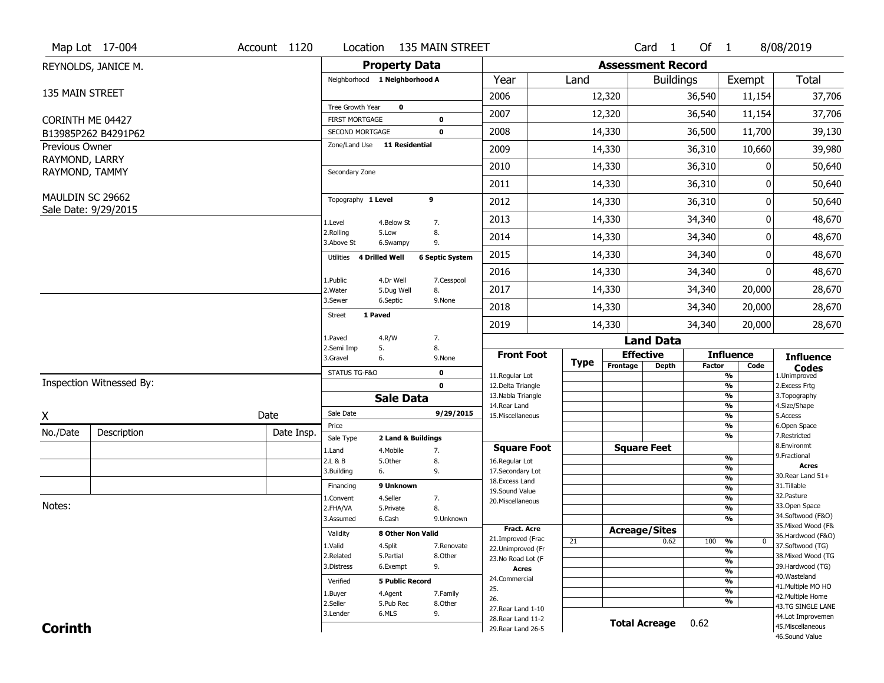Map Lot 17-004 | Account 1120 | Location 135 MAIN STREET | Card 1 Of 1 | 8/08/2019

REYNOLDS, JANICE M.

135 MAIN STREET

CORINTH ME 04427

B13985P262 B4291P62

Previous Owner

RAYMOND, LARRY

RAYMOND, TAMMY

MAULDIN SC 29662

Sale Date: 9/29/2015

## Property Data

Neighborhood **1 Neighborhood A**

Tree Growth Year **0**

FIRST MORTGAGE **0**

SECOND MORTGAGE **0**

Zone/Land Use **11 Residential**

Secondary Zone

Topography **1 Level** **9**

1.Level 4.Below St 7.
2.Rolling 5.Low 8.
3.Above St 6.Swampy 9.

Utilities **4 Drilled Well** **6 Septic System**

1.Public 4.Dr Well 7.Cesspool
2.Water 5.Dug Well 8.
3.Sewer 6.Septic 9.None

Street **1 Paved**

1.Paved 4.R/W 7.
2.Semi Imp 5. 8.
3.Gravel 6. 9.None

STATUS TG-F&O **0**

**0**

## Sale Data

Sale Date **9/29/2015**

Price

Sale Type **2 Land & Buildings**

1.Land 4.Mobile 7.
2.L & B 5.Other 8.
3.Building 6. 9.

Financing **9 Unknown**

1.Convent 4.Seller 7.
2.FHA/VA 5.Private 8.
3.Assumed 6.Cash 9.Unknown

Validity **8 Other Non Valid**

1.Valid 4.Split 7.Renovate
2.Related 5.Partial 8.Other
3.Distress 6.Exempt 9.

Verified **5 Public Record**

1.Buyer 4.Agent 7.Family
2.Seller 5.Pub Rec 8.Other
3.Lender 6.MLS 9.

## Assessment Record

| Year | Land | Buildings | Exempt | Total |
|---|---|---|---|---|
| 2006 | 12,320 | 36,540 | 11,154 | 37,706 |
| 2007 | 12,320 | 36,540 | 11,154 | 37,706 |
| 2008 | 14,330 | 36,500 | 11,700 | 39,130 |
| 2009 | 14,330 | 36,310 | 10,660 | 39,980 |
| 2010 | 14,330 | 36,310 | 0 | 50,640 |
| 2011 | 14,330 | 36,310 | 0 | 50,640 |
| 2012 | 14,330 | 36,310 | 0 | 50,640 |
| 2013 | 14,330 | 34,340 | 0 | 48,670 |
| 2014 | 14,330 | 34,340 | 0 | 48,670 |
| 2015 | 14,330 | 34,340 | 0 | 48,670 |
| 2016 | 14,330 | 34,340 | 0 | 48,670 |
| 2017 | 14,330 | 34,340 | 20,000 | 28,670 |
| 2018 | 14,330 | 34,340 | 20,000 | 28,670 |
| 2019 | 14,330 | 34,340 | 20,000 | 28,670 |

## Land Data

| Front Foot | Type | Effective Frontage | Effective Depth | Influence Factor | Influence Code |
|---|---|---|---|---|---|
| 11.Regular Lot | | | | % | |
| 12.Delta Triangle | | | | % | |
| 13.Nabla Triangle | | | | % | |
| 14.Rear Land | | | | % | |
| 15.Miscellaneous | | | | % | |

| Square Foot | Square Feet | | Influence |
|---|---|---|---|
| 16.Regular Lot | | | % |
| 17.Secondary Lot | | | % |
| 18.Excess Land | | | % |
| 19.Sound Value | | | % |
| 20.Miscellaneous | | | % |

| Fract. Acre | Type | Acreage/Sites | Factor | Code |
|---|---|---|---|---|
| 21.Improved (Frac | 21 | 0.62 | 100 % | 0 |
| 22.Unimproved (Fr | | | % | |
| 23.No Road Lot (F | | | % | |
| **Acres** | | | % | |
| 24.Commercial | | | % | |
| 25. | | | % | |
| 26. | | | % | |
| 27.Rear Land 1-10 | | | | |
| 28.Rear Land 11-2 | | | | |
| 29.Rear Land 26-5 | | | | |

**Total Acreage** 0.62

**Influence Codes**
1.Unimproved
2.Excess Frtg
3.Topography
4.Size/Shape
5.Access
6.Open Space
7.Restricted
8.Environmt
9.Fractional

**Acres**
30.Rear Land 51+
31.Tillable
32.Pasture
33.Open Space
34.Softwood (F&O)
35.Mixed Wood (F&
36.Hardwood (F&O)
37.Softwood (TG)
38.Mixed Wood (TG
39.Hardwood (TG)
40.Wasteland
41.Multiple MO HO
42.Multiple Home
43.TG SINGLE LANE
44.Lot Improvemen
45.Miscellaneous
46.Sound Value

Inspection Witnessed By:

X ______________________ Date

| No./Date | Description | Date Insp. |
|---|---|---|
| | | |
| | | |
| | | |

Notes:

**Corinth**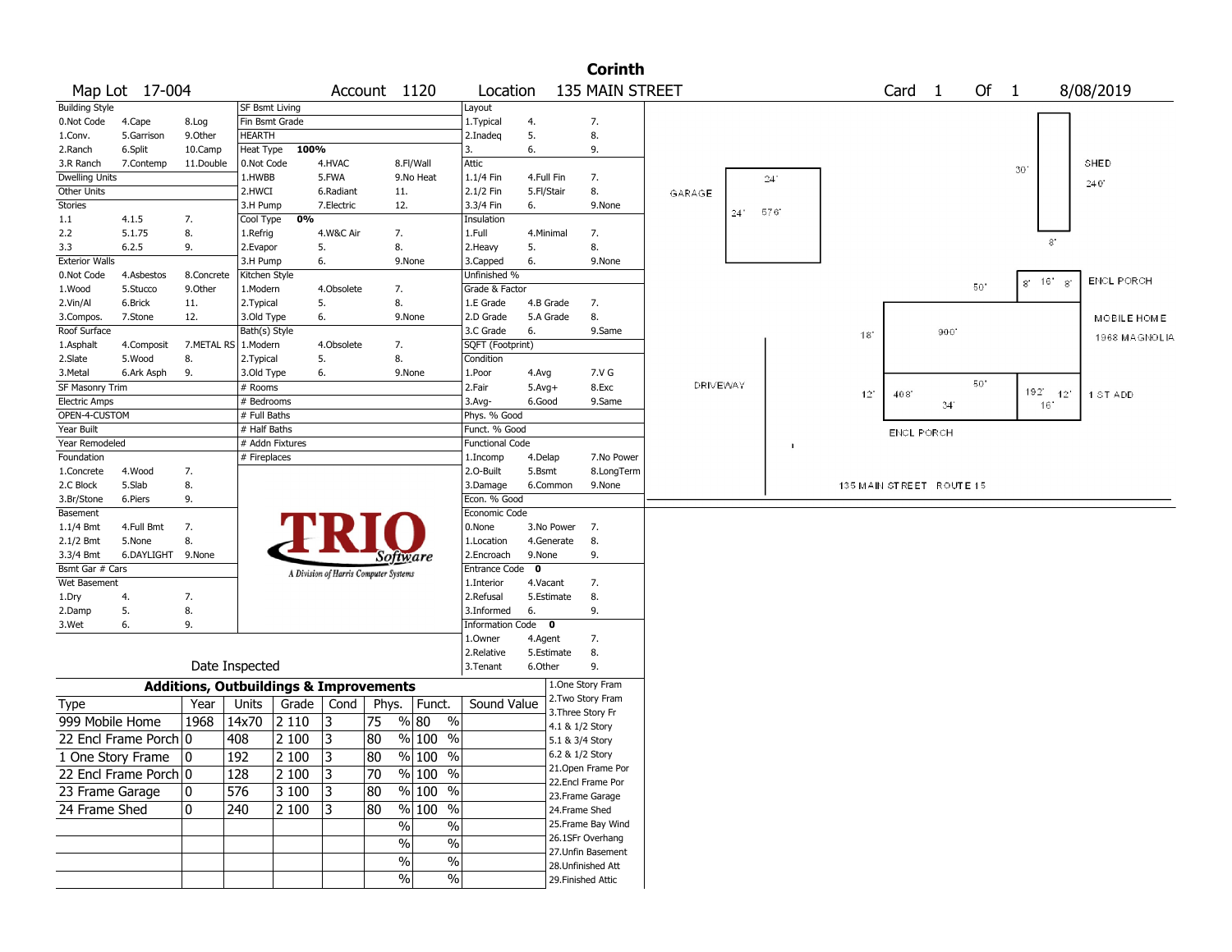# Corinth

Map Lot 17-004 | Account 1120 | Location 135 MAIN STREET | Card 1 Of 1 | 8/08/2019

| Building Style | | | SF Bsmt Living | | | Layout | | |
|---|---|---|---|---|---|---|---|---|
| 0.Not Code | 4.Cape | 8.Log | Fin Bsmt Grade | | | 1.Typical | 4. | 7. |
| 1.Conv. | 5.Garrison | 9.Other | HEARTH | | | 2.Inadeq | 5. | 8. |
| 2.Ranch | 6.Split | 10.Camp | Heat Type 100% | | | 3. | 6. | 9. |
| 3.R Ranch | 7.Contemp | 11.Double | 0.Not Code | 4.HVAC | 8.Fl/Wall | Attic | | |
| Dwelling Units | | | 1.HWBB | 5.FWA | 9.No Heat | 1.1/4 Fin | 4.Full Fin | 7. |
| Other Units | | | 2.HWCI | 6.Radiant | 11. | 2.1/2 Fin | 5.Fl/Stair | 8. |
| Stories | | | 3.H Pump | 7.Electric | 12. | 3.3/4 Fin | 6. | 9.None |
| 1.1 | 4.1.5 | 7. | Cool Type 0% | | | Insulation | | |
| 2.2 | 5.1.75 | 8. | 1.Refrig | 4.W&C Air | 7. | 1.Full | 4.Minimal | 7. |
| 3.3 | 6.2.5 | 9. | 2.Evapor | 5. | 8. | 2.Heavy | 5. | 8. |
| Exterior Walls | | | 3.H Pump | 6. | 9.None | 3.Capped | 6. | 9.None |
| 0.Not Code | 4.Asbestos | 8.Concrete | Kitchen Style | | | Unfinished % | | |
| 1.Wood | 5.Stucco | 9.Other | 1.Modern | 4.Obsolete | 7. | Grade & Factor | | |
| 2.Vin/Al | 6.Brick | 11. | 2.Typical | 5. | 8. | 1.E Grade | 4.B Grade | 7. |
| 3.Compos. | 7.Stone | 12. | 3.Old Type | 6. | 9.None | 2.D Grade | 5.A Grade | 8. |
| Roof Surface | | | Bath(s) Style | | | 3.C Grade | 6. | 9.Same |
| 1.Asphalt | 4.Composit | 7.METAL RS | 1.Modern | 4.Obsolete | 7. | SQFT (Footprint) | | |
| 2.Slate | 5.Wood | 8. | 2.Typical | 5. | 8. | Condition | | |
| 3.Metal | 6.Ark Asph | 9. | 3.Old Type | 6. | 9.None | 1.Poor | 4.Avg | 7.V G |
| SF Masonry Trim | | | # Rooms | | | 2.Fair | 5.Avg+ | 8.Exc |
| Electric Amps | | | # Bedrooms | | | 3.Avg- | 6.Good | 9.Same |
| OPEN-4-CUSTOM | | | # Full Baths | | | Phys. % Good | | |
| Year Built | | | # Half Baths | | | Funct. % Good | | |
| Year Remodeled | | | # Addn Fixtures | | | Functional Code | | |
| Foundation | | | # Fireplaces | | | 1.Incomp | 4.Delap | 7.No Power |
| 1.Concrete | 4.Wood | 7. | | | | 2.O-Built | 5.Bsmt | 8.LongTerm |
| 2.C Block | 5.Slab | 8. | | | | 3.Damage | 6.Common | 9.None |
| 3.Br/Stone | 6.Piers | 9. | | | | Econ. % Good | | |
| Basement | | | | | | Economic Code | | |
| 1.1/4 Bmt | 4.Full Bmt | 7. | | | | 0.None | 3.No Power | 7. |
| 2.1/2 Bmt | 5.None | 8. | | | | 1.Location | 4.Generate | 8. |
| 3.3/4 Bmt | 6.DAYLIGHT | 9.None | | | | 2.Encroach | 9.None | 9. |
| Bsmt Gar # Cars | | | | | | Entrance Code 0 | | |
| Wet Basement | | | | | | 1.Interior | 4.Vacant | 7. |
| 1.Dry | 4. | 7. | | | | 2.Refusal | 5.Estimate | 8. |
| 2.Damp | 5. | 8. | | | | 3.Informed | 6. | 9. |
| 3.Wet | 6. | 9. | | | | Information Code 0 | | |
| | | | | | | 1.Owner | 4.Agent | 7. |
| | | | | | | 2.Relative | 5.Estimate | 8. |
| Date Inspected | | | | | | 3.Tenant | 6.Other | 9. |

TRIO Software — A Division of Harris Computer Systems

## Additions, Outbuildings & Improvements

| Type | Year | Units | Grade | Cond | Phys. | Funct. | Sound Value |
|---|---|---|---|---|---|---|---|
| 999 Mobile Home | 1968 | 14x70 | 2 110 | 3 | 75 % | 80 % | |
| 22 Encl Frame Porch | 0 | 408 | 2 100 | 3 | 80 % | 100 % | |
| 1 One Story Frame | 0 | 192 | 2 100 | 3 | 80 % | 100 % | |
| 22 Encl Frame Porch | 0 | 128 | 2 100 | 3 | 70 % | 100 % | |
| 23 Frame Garage | 0 | 576 | 3 100 | 3 | 80 % | 100 % | |
| 24 Frame Shed | 0 | 240 | 2 100 | 3 | 80 % | 100 % | |
| | | | | | % | % | |
| | | | | | % | % | |
| | | | | | % | % | |
| | | | | | % | % | |

1.One Story Fram
2.Two Story Fram
3.Three Story Fr
4.1 & 1/2 Story
5.1 & 3/4 Story
6.2 & 1/2 Story
21.Open Frame Por
22.Encl Frame Por
23.Frame Garage
24.Frame Shed
25.Frame Bay Wind
26.1SFr Overhang
27.Unfin Basement
28.Unfinished Att
29.Finished Attic

Sketch: GARAGE 24' x 24' 576'; SHED 30' x 8' 240'; ENCL PORCH 8' 16' 8'; MOBILE HOME 1968 MAGNOLIA 50' x 18' 900'; 1 ST ADD 12' x 16' 192'; ENCL PORCH 34' x 12' 408'; DRIVEWAY; 135 MAIN STREET ROUTE 15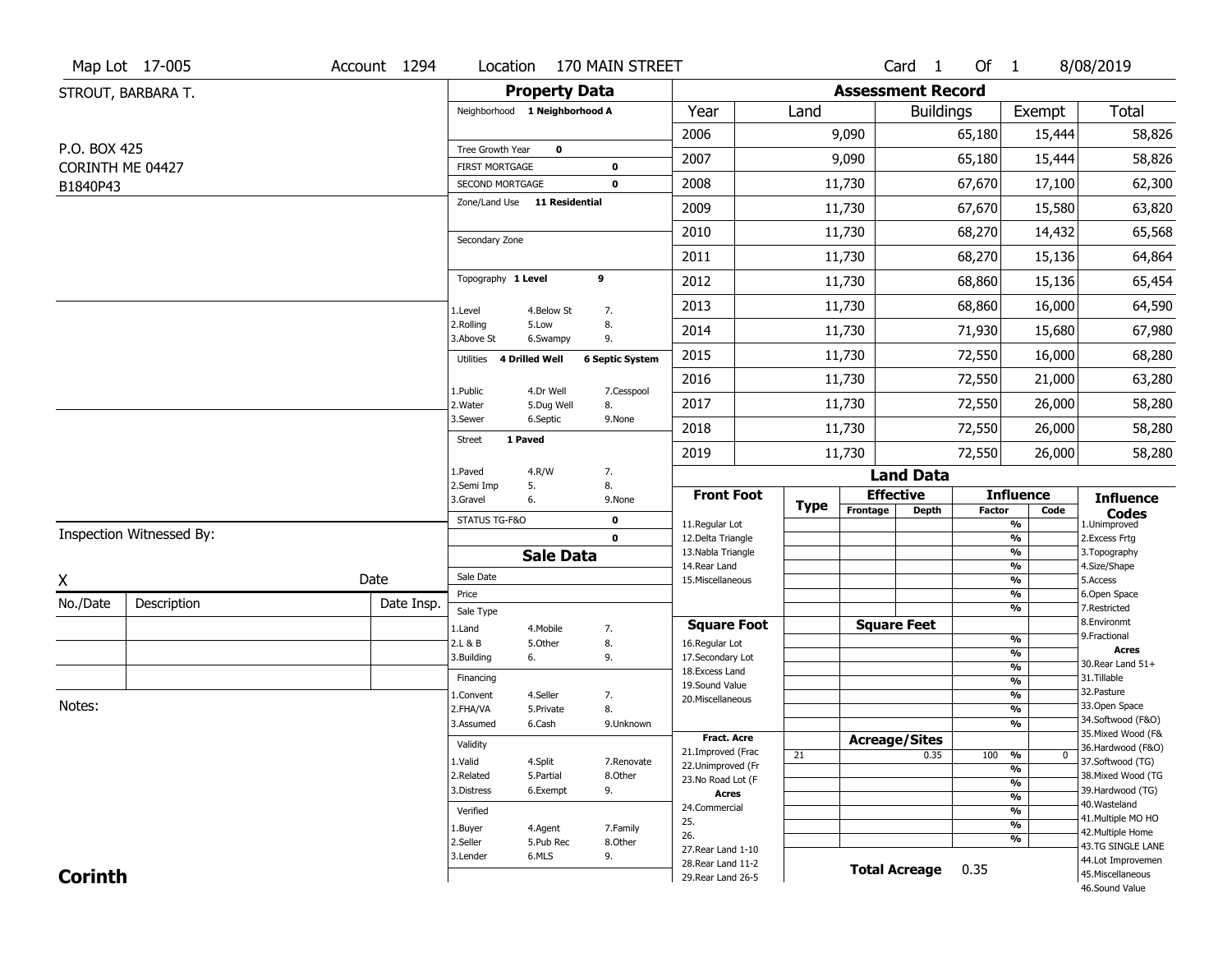Map Lot 17-005 | Account 1294 | Location 170 MAIN STREET | Card 1 Of 1 | 8/08/2019

STROUT, BARBARA T.

P.O. BOX 425
CORINTH ME 04427
B1840P43

## Property Data

Neighborhood **1 Neighborhood A**

Tree Growth Year **0**

FIRST MORTGAGE **0**

SECOND MORTGAGE **0**

Zone/Land Use **11 Residential**

Secondary Zone

Topography **1 Level** **9**

1.Level 4.Below St 7.
2.Rolling 5.Low 8.
3.Above St 6.Swampy 9.

Utilities **4 Drilled Well** **6 Septic System**

1.Public 4.Dr Well 7.Cesspool
2.Water 5.Dug Well 8.
3.Sewer 6.Septic 9.None

Street **1 Paved**

1.Paved 4.R/W 7.
2.Semi Imp 5. 8.
3.Gravel 6. 9.None

STATUS TG-F&O **0**

**0**

## Sale Data

Sale Date

Price

Sale Type

1.Land 4.Mobile 7.
2.L & B 5.Other 8.
3.Building 6. 9.

Financing

1.Convent 4.Seller 7.
2.FHA/VA 5.Private 8.
3.Assumed 6.Cash 9.Unknown

Validity

1.Valid 4.Split 7.Renovate
2.Related 5.Partial 8.Other
3.Distress 6.Exempt 9.

Verified

1.Buyer 4.Agent 7.Family
2.Seller 5.Pub Rec 8.Other
3.Lender 6.MLS 9.

## Assessment Record

| Year | Land | Buildings | Exempt | Total |
|---|---|---|---|---|
| 2006 | 9,090 | 65,180 | 15,444 | 58,826 |
| 2007 | 9,090 | 65,180 | 15,444 | 58,826 |
| 2008 | 11,730 | 67,670 | 17,100 | 62,300 |
| 2009 | 11,730 | 67,670 | 15,580 | 63,820 |
| 2010 | 11,730 | 68,270 | 14,432 | 65,568 |
| 2011 | 11,730 | 68,270 | 15,136 | 64,864 |
| 2012 | 11,730 | 68,860 | 15,136 | 65,454 |
| 2013 | 11,730 | 68,860 | 16,000 | 64,590 |
| 2014 | 11,730 | 71,930 | 15,680 | 67,980 |
| 2015 | 11,730 | 72,550 | 16,000 | 68,280 |
| 2016 | 11,730 | 72,550 | 21,000 | 63,280 |
| 2017 | 11,730 | 72,550 | 26,000 | 58,280 |
| 2018 | 11,730 | 72,550 | 26,000 | 58,280 |
| 2019 | 11,730 | 72,550 | 26,000 | 58,280 |

## Land Data

| | Type | Effective Frontage | Effective Depth | Influence Factor | Influence Code |
|---|---|---|---|---|---|
| **Front Foot** | | | | | |
| 11.Regular Lot | | | | % | |
| 12.Delta Triangle | | | | % | |
| 13.Nabla Triangle | | | | % | |
| 14.Rear Land | | | | % | |
| 15.Miscellaneous | | | | % | |
| **Square Foot** | | **Square Feet** | | | |
| 16.Regular Lot | | | | % | |
| 17.Secondary Lot | | | | % | |
| 18.Excess Land | | | | % | |
| 19.Sound Value | | | | % | |
| 20.Miscellaneous | | | | % | |
| **Fract. Acre** | | **Acreage/Sites** | | | |
| 21.Improved (Frac | 21 | | 0.35 | 100 % | 0 |
| 22.Unimproved (Fr | | | | % | |
| 23.No Road Lot (F | | | | % | |
| **Acres** | | | | % | |
| 24.Commercial | | | | % | |
| 25. | | | | % | |
| 26. | | | | % | |
| 27.Rear Land 1-10 | | | | | |
| 28.Rear Land 11-2 | | | | | |
| 29.Rear Land 26-5 | | | | | |

**Total Acreage** 0.35

**Influence Codes**
1.Unimproved
2.Excess Frtg
3.Topography
4.Size/Shape
5.Access
6.Open Space
7.Restricted
8.Environmt
9.Fractional

**Acres**
30.Rear Land 51+
31.Tillable
32.Pasture
33.Open Space
34.Softwood (F&O)
35.Mixed Wood (F&
36.Hardwood (F&O)
37.Softwood (TG)
38.Mixed Wood (TG
39.Hardwood (TG)
40.Wasteland
41.Multiple MO HO
42.Multiple Home
43.TG SINGLE LANE
44.Lot Improvemen
45.Miscellaneous
46.Sound Value

Inspection Witnessed By:

X Date

| No./Date | Description | Date Insp. |
|---|---|---|
| | | |
| | | |
| | | |

Notes:

**Corinth**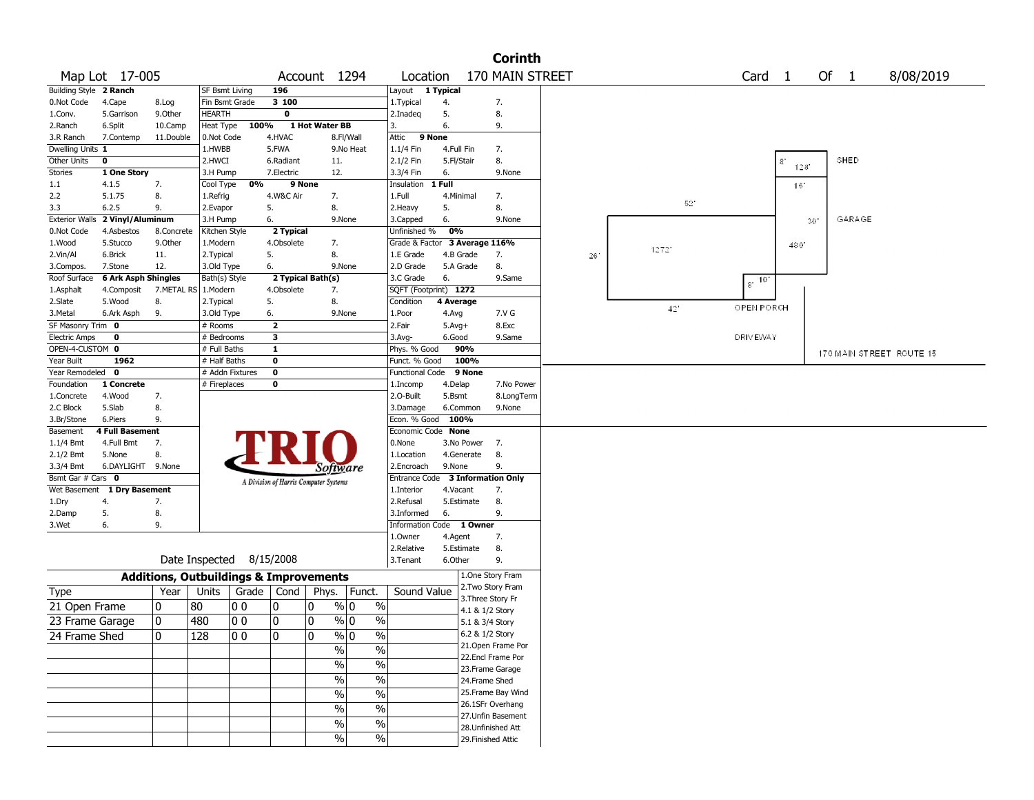# Corinth

Map Lot 17-005 | Account 1294 | Location 170 MAIN STREET | Card 1 Of 1 | 8/08/2019

| Building Style | 2 Ranch | | SF Bsmt Living | 196 | | Layout | 1 Typical | |
|---|---|---|---|---|---|---|---|---|
| 0.Not Code | 4.Cape | 8.Log | Fin Bsmt Grade | 3 100 | | 1.Typical | 4. | 7. |
| 1.Conv. | 5.Garrison | 9.Other | HEARTH | 0 | | 2.Inadeq | 5. | 8. |
| 2.Ranch | 6.Split | 10.Camp | Heat Type 100% | 1 Hot Water BB | | 3. | 6. | 9. |
| 3.R Ranch | 7.Contemp | 11.Double | 0.Not Code | 4.HVAC | 8.Fl/Wall | Attic | 9 None | |
| Dwelling Units | 1 | | 1.HWBB | 5.FWA | 9.No Heat | 1.1/4 Fin | 4.Full Fin | 7. |
| Other Units | 0 | | 2.HWCI | 6.Radiant | 11. | 2.1/2 Fin | 5.Fl/Stair | 8. |
| Stories | 1 One Story | | 3.H Pump | 7.Electric | 12. | 3.3/4 Fin | 6. | 9.None |
| 1.1 | 4.1.5 | 7. | Cool Type 0% | 9 None | | Insulation | 1 Full | |
| 2.2 | 5.1.75 | 8. | 1.Refrig | 4.W&C Air | 7. | 1.Full | 4.Minimal | 7. |
| 3.3 | 6.2.5 | 9. | 2.Evapor | 5. | 8. | 2.Heavy | 5. | 8. |
| Exterior Walls | 2 Vinyl/Aluminum | | 3.H Pump | 6. | 9.None | 3.Capped | 6. | 9.None |
| 0.Not Code | 4.Asbestos | 8.Concrete | Kitchen Style | 2 Typical | | Unfinished % | 0% | |
| 1.Wood | 5.Stucco | 9.Other | 1.Modern | 4.Obsolete | 7. | Grade & Factor | 3 Average 116% | |
| 2.Vin/Al | 6.Brick | 11. | 2.Typical | 5. | 8. | 1.E Grade | 4.B Grade | 7. |
| 3.Compos. | 7.Stone | 12. | 3.Old Type | 6. | 9.None | 2.D Grade | 5.A Grade | 8. |
| Roof Surface | 6 Ark Asph Shingles | | Bath(s) Style | 2 Typical Bath(s) | | 3.C Grade | 6. | 9.Same |
| 1.Asphalt | 4.Composit | 7.METAL RS | 1.Modern | 4.Obsolete | 7. | SQFT (Footprint) | 1272 | |
| 2.Slate | 5.Wood | 8. | 2.Typical | 5. | 8. | Condition | 4 Average | |
| 3.Metal | 6.Ark Asph | 9. | 3.Old Type | 6. | 9.None | 1.Poor | 4.Avg | 7.V G |
| SF Masonry Trim | 0 | | # Rooms | 2 | | 2.Fair | 5.Avg+ | 8.Exc |
| Electric Amps | 0 | | # Bedrooms | 3 | | 3.Avg- | 6.Good | 9.Same |
| OPEN-4-CUSTOM | 0 | | # Full Baths | 1 | | Phys. % Good | 90% | |
| Year Built | 1962 | | # Half Baths | 0 | | Funct. % Good | 100% | |
| Year Remodeled | 0 | | # Addn Fixtures | 0 | | Functional Code | 9 None | |
| Foundation | 1 Concrete | | # Fireplaces | 0 | | 1.Incomp | 4.Delap | 7.No Power |
| 1.Concrete | 4.Wood | 7. | | | | 2.O-Built | 5.Bsmt | 8.LongTerm |
| 2.C Block | 5.Slab | 8. | | | | 3.Damage | 6.Common | 9.None |
| 3.Br/Stone | 6.Piers | 9. | | | | Econ. % Good | 100% | |
| Basement | 4 Full Basement | | | | | Economic Code | None | |
| 1.1/4 Bmt | 4.Full Bmt | 7. | | | | 0.None | 3.No Power | 7. |
| 2.1/2 Bmt | 5.None | 8. | | | | 1.Location | 4.Generate | 8. |
| 3.3/4 Bmt | 6.DAYLIGHT | 9.None | | | | 2.Encroach | 9.None | 9. |
| Bsmt Gar # Cars | 0 | | | | | Entrance Code | 3 Information Only | |
| Wet Basement | 1 Dry Basement | | | | | 1.Interior | 4.Vacant | 7. |
| 1.Dry | 4. | 7. | | | | 2.Refusal | 5.Estimate | 8. |
| 2.Damp | 5. | 8. | | | | 3.Informed | 6. | 9. |
| 3.Wet | 6. | 9. | | | | Information Code | 1 Owner | |
| | | | | | | 1.Owner | 4.Agent | 7. |
| | | | | | | 2.Relative | 5.Estimate | 8. |
| | | | Date Inspected | 8/15/2008 | | 3.Tenant | 6.Other | 9. |

TRIO Software — A Division of Harris Computer Systems

## Additions, Outbuildings & Improvements

| Type | Year | Units | Grade | Cond | Phys. | Funct. | Sound Value |
|---|---|---|---|---|---|---|---|
| 21 Open Frame | 0 | 80 | 0 0 | 0 | 0 % | 0 % | |
| 23 Frame Garage | 0 | 480 | 0 0 | 0 | 0 % | 0 % | |
| 24 Frame Shed | 0 | 128 | 0 0 | 0 | 0 % | 0 % | |
| | | | | | % | % | |
| | | | | | % | % | |
| | | | | | % | % | |
| | | | | | % | % | |
| | | | | | % | % | |
| | | | | | % | % | |
| | | | | | % | % | |

1.One Story Fram
2.Two Story Fram
3.Three Story Fr
4.1 & 1/2 Story
5.1 & 3/4 Story
6.2 & 1/2 Story
21.Open Frame Por
22.Encl Frame Por
23.Frame Garage
24.Frame Shed
25.Frame Bay Wind
26.1SFr Overhang
27.Unfin Basement
28.Unfinished Att
29.Finished Attic

Sketch labels: 52' · 26' · 1272' · 42' · 8' 128' SHED · 16' · 30' GARAGE · 480' · 8' 10' · OPEN PORCH · DRIVEWAY · 170 MAIN STREET ROUTE 15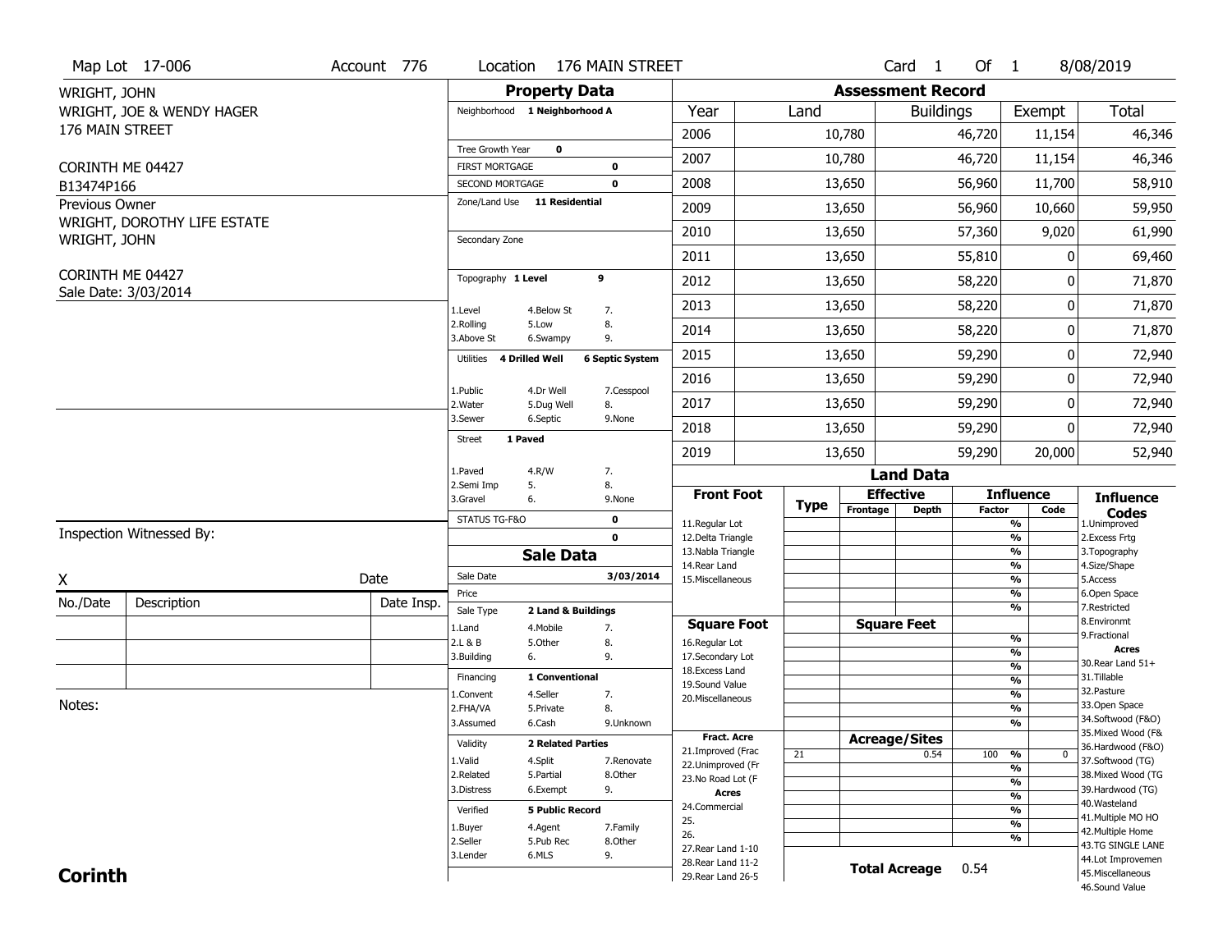Map Lot 17-006 | Account 776 | Location 176 MAIN STREET | Card 1 Of 1 | 8/08/2019

WRIGHT, JOHN
WRIGHT, JOE & WENDY HAGER
176 MAIN STREET

CORINTH ME 04427
B13474P166

Previous Owner
WRIGHT, DOROTHY LIFE ESTATE
WRIGHT, JOHN

CORINTH ME 04427
Sale Date: 3/03/2014

## Property Data

Neighborhood: 1 Neighborhood A

Tree Growth Year: 0
FIRST MORTGAGE: 0
SECOND MORTGAGE: 0
Zone/Land Use: 11 Residential

Secondary Zone

Topography: 1 Level 9

1.Level 4.Below St 7.
2.Rolling 5.Low 8.
3.Above St 6.Swampy 9.

Utilities: 4 Drilled Well 6 Septic System

1.Public 4.Dr Well 7.Cesspool
2.Water 5.Dug Well 8.
3.Sewer 6.Septic 9.None

Street: 1 Paved

1.Paved 4.R/W 7.
2.Semi Imp 5. 8.
3.Gravel 6. 9.None

STATUS TG-F&O: 0
0

## Sale Data

Sale Date: 3/03/2014
Price
Sale Type: 2 Land & Buildings

1.Land 4.Mobile 7.
2.L & B 5.Other 8.
3.Building 6. 9.

Financing: 1 Conventional

1.Convent 4.Seller 7.
2.FHA/VA 5.Private 8.
3.Assumed 6.Cash 9.Unknown

Validity: 2 Related Parties

1.Valid 4.Split 7.Renovate
2.Related 5.Partial 8.Other
3.Distress 6.Exempt 9.

Verified: 5 Public Record

1.Buyer 4.Agent 7.Family
2.Seller 5.Pub Rec 8.Other
3.Lender 6.MLS 9.

## Assessment Record

| Year | Land | Buildings | Exempt | Total |
|---|---|---|---|---|
| 2006 | 10,780 | 46,720 | 11,154 | 46,346 |
| 2007 | 10,780 | 46,720 | 11,154 | 46,346 |
| 2008 | 13,650 | 56,960 | 11,700 | 58,910 |
| 2009 | 13,650 | 56,960 | 10,660 | 59,950 |
| 2010 | 13,650 | 57,360 | 9,020 | 61,990 |
| 2011 | 13,650 | 55,810 | 0 | 69,460 |
| 2012 | 13,650 | 58,220 | 0 | 71,870 |
| 2013 | 13,650 | 58,220 | 0 | 71,870 |
| 2014 | 13,650 | 58,220 | 0 | 71,870 |
| 2015 | 13,650 | 59,290 | 0 | 72,940 |
| 2016 | 13,650 | 59,290 | 0 | 72,940 |
| 2017 | 13,650 | 59,290 | 0 | 72,940 |
| 2018 | 13,650 | 59,290 | 0 | 72,940 |
| 2019 | 13,650 | 59,290 | 20,000 | 52,940 |

## Land Data

| Front Foot | Type | Effective Frontage | Effective Depth | Influence Factor | Influence Code |
|---|---|---|---|---|---|
| 11.Regular Lot | | | | % | |
| 12.Delta Triangle | | | | % | |
| 13.Nabla Triangle | | | | % | |
| 14.Rear Land | | | | % | |
| 15.Miscellaneous | | | | % | |
| | | | | % | |
| | | | | % | |
| **Square Foot** | | **Square Feet** | | | |
| 16.Regular Lot | | | | % | |
| 17.Secondary Lot | | | | % | |
| 18.Excess Land | | | | % | |
| 19.Sound Value | | | | % | |
| 20.Miscellaneous | | | | % | |
| | | | | % | |
| | | | | % | |
| **Fract. Acre** | | **Acreage/Sites** | | | |
| 21.Improved (Frac | 21 | | 0.54 | 100 % | 0 |
| 22.Unimproved (Fr | | | | % | |
| 23.No Road Lot (F | | | | % | |
| **Acres** | | | | % | |
| 24.Commercial | | | | % | |
| 25. | | | | % | |
| 26. | | | | % | |
| 27.Rear Land 1-10 | | | | | |
| 28.Rear Land 11-2 | | | | | |
| 29.Rear Land 26-5 | | | | | |

**Total Acreage** 0.54

**Influence Codes**
1.Unimproved
2.Excess Frtg
3.Topography
4.Size/Shape
5.Access
6.Open Space
7.Restricted
8.Environmt
9.Fractional

**Acres**
30.Rear Land 51+
31.Tillable
32.Pasture
33.Open Space
34.Softwood (F&O)
35.Mixed Wood (F&
36.Hardwood (F&O)
37.Softwood (TG)
38.Mixed Wood (TG
39.Hardwood (TG)
40.Wasteland
41.Multiple MO HO
42.Multiple Home
43.TG SINGLE LANE
44.Lot Improvemen
45.Miscellaneous
46.Sound Value

Inspection Witnessed By:

X ______________________ Date

| No./Date | Description | Date Insp. |
|---|---|---|
| | | |
| | | |
| | | |

Notes:

**Corinth**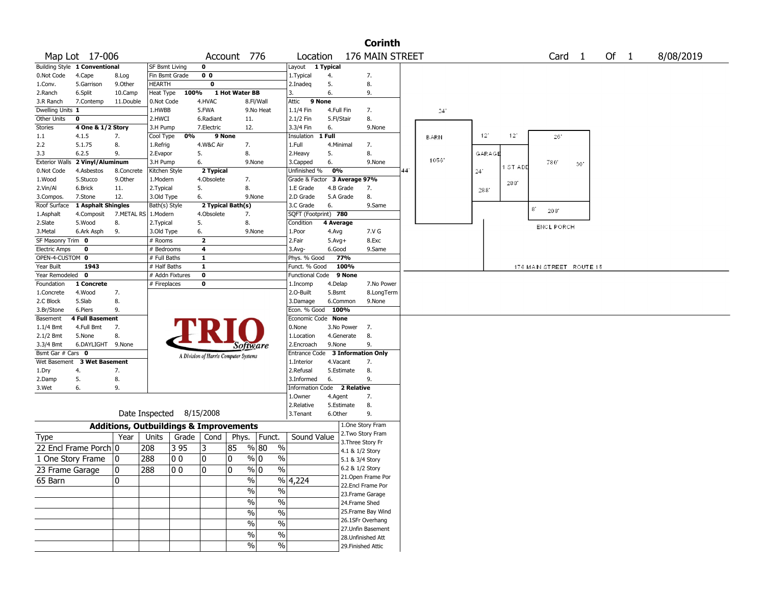# Corinth

**Map Lot** 17-006 **Account** 776 **Location** 176 MAIN STREET **Card** 1 **Of** 1 8/08/2019

| Building Style | 1 Conventional | | SF Bsmt Living | 0 | | Layout | 1 Typical | |
|---|---|---|---|---|---|---|---|---|
| 0.Not Code | 4.Cape | 8.Log | Fin Bsmt Grade | 0 0 | | 1.Typical | 4. | 7. |
| 1.Conv. | 5.Garrison | 9.Other | HEARTH | 0 | | 2.Inadeq | 5. | 8. |
| 2.Ranch | 6.Split | 10.Camp | Heat Type 100% | 1 Hot Water BB | | 3. | 6. | 9. |
| 3.R Ranch | 7.Contemp | 11.Double | 0.Not Code | 4.HVAC | 8.Fl/Wall | Attic | 9 None | |
| Dwelling Units | 1 | | 1.HWBB | 5.FWA | 9.No Heat | 1.1/4 Fin | 4.Full Fin | 7. |
| Other Units | 0 | | 2.HWCI | 6.Radiant | 11. | 2.1/2 Fin | 5.Fl/Stair | 8. |
| Stories | 4 One & 1/2 Story | | 3.H Pump | 7.Electric | 12. | 3.3/4 Fin | 6. | 9.None |
| 1.1 | 4.1.5 | 7. | Cool Type 0% | 9 None | | Insulation | 1 Full | |
| 2.2 | 5.1.75 | 8. | 1.Refrig | 4.W&C Air | 7. | 1.Full | 4.Minimal | 7. |
| 3.3 | 6.2.5 | 9. | 2.Evapor | 5. | 8. | 2.Heavy | 5. | 8. |
| Exterior Walls | 2 Vinyl/Aluminum | | 3.H Pump | 6. | 9.None | 3.Capped | 6. | 9.None |
| 0.Not Code | 4.Asbestos | 8.Concrete | Kitchen Style | 2 Typical | | Unfinished % | 0% | |
| 1.Wood | 5.Stucco | 9.Other | 1.Modern | 4.Obsolete | 7. | Grade & Factor | 3 Average 97% | |
| 2.Vin/Al | 6.Brick | 11. | 2.Typical | 5. | 8. | 1.E Grade | 4.B Grade | 7. |
| 3.Compos. | 7.Stone | 12. | 3.Old Type | 6. | 9.None | 2.D Grade | 5.A Grade | 8. |
| Roof Surface | 1 Asphalt Shingles | | Bath(s) Style | 2 Typical Bath(s) | | 3.C Grade | 6. | 9.Same |
| 1.Asphalt | 4.Composit | 7.METAL RS | 1.Modern | 4.Obsolete | 7. | SQFT (Footprint) | 780 | |
| 2.Slate | 5.Wood | 8. | 2.Typical | 5. | 8. | Condition | 4 Average | |
| 3.Metal | 6.Ark Asph | 9. | 3.Old Type | 6. | 9.None | 1.Poor | 4.Avg | 7.V G |
| SF Masonry Trim | 0 | | # Rooms | 2 | | 2.Fair | 5.Avg+ | 8.Exc |
| Electric Amps | 0 | | # Bedrooms | 4 | | 3.Avg- | 6.Good | 9.Same |
| OPEN-4-CUSTOM | 0 | | # Full Baths | 1 | | Phys. % Good | 77% | |
| Year Built | 1943 | | # Half Baths | 1 | | Funct. % Good | 100% | |
| Year Remodeled | 0 | | # Addn Fixtures | 0 | | Functional Code | 9 None | |
| Foundation | 1 Concrete | | # Fireplaces | 0 | | 1.Incomp | 4.Delap | 7.No Power |
| 1.Concrete | 4.Wood | 7. | | | | 2.O-Built | 5.Bsmt | 8.LongTerm |
| 2.C Block | 5.Slab | 8. | | | | 3.Damage | 6.Common | 9.None |
| 3.Br/Stone | 6.Piers | 9. | | | | Econ. % Good | 100% | |
| Basement | 4 Full Basement | | | | | Economic Code | None | |
| 1.1/4 Bmt | 4.Full Bmt | 7. | | | | 0.None | 3.No Power | 7. |
| 2.1/2 Bmt | 5.None | 8. | | | | 1.Location | 4.Generate | 8. |
| 3.3/4 Bmt | 6.DAYLIGHT | 9.None | | | | 2.Encroach | 9.None | 9. |
| Bsmt Gar # Cars | 0 | | | | | Entrance Code | 3 Information Only | |
| Wet Basement | 3 Wet Basement | | | | | 1.Interior | 4.Vacant | 7. |
| 1.Dry | 4. | 7. | | | | 2.Refusal | 5.Estimate | 8. |
| 2.Damp | 5. | 8. | | | | 3.Informed | 6. | 9. |
| 3.Wet | 6. | 9. | | | | Information Code | 2 Relative | |
| | | | | | | 1.Owner | 4.Agent | 7. |
| | | | | | | 2.Relative | 5.Estimate | 8. |
| | | | | | | 3.Tenant | 6.Other | 9. |

TRIO Software — A Division of Harris Computer Systems

Date Inspected 8/15/2008

## Additions, Outbuildings & Improvements

| Type | Year | Units | Grade | Cond | Phys. | Funct. | Sound Value |
|---|---|---|---|---|---|---|---|
| 22 Encl Frame Porch | 0 | 208 | 3 95 | 3 | 85 % | 80 % | |
| 1 One Story Frame | 0 | 288 | 0 0 | 0 | 0 % | 0 % | |
| 23 Frame Garage | 0 | 288 | 0 0 | 0 | 0 % | 0 % | |
| 65 Barn | 0 | | | | % | % | 4,224 |
| | | | | | % | % | |
| | | | | | % | % | |
| | | | | | % | % | |
| | | | | | % | % | |
| | | | | | % | % | |
| | | | | | % | % | |

1.One Story Fram
2.Two Story Fram
3.Three Story Fr
4.1 & 1/2 Story
5.1 & 3/4 Story
6.2 & 1/2 Story
21.Open Frame Por
22.Encl Frame Por
23.Frame Garage
24.Frame Shed
25.Frame Bay Wind
26.1SFr Overhang
27.Unfin Basement
28.Unfinished Att
29.Finished Attic

Sketch labels: BARN 1056' (24' x 44'); GARAGE 288' (12' x 24'); 1 ST ADD 288' (12'); 780' (26' x 30'); ENCL PORCH 208' (8'); 176 MAIN STREET ROUTE 15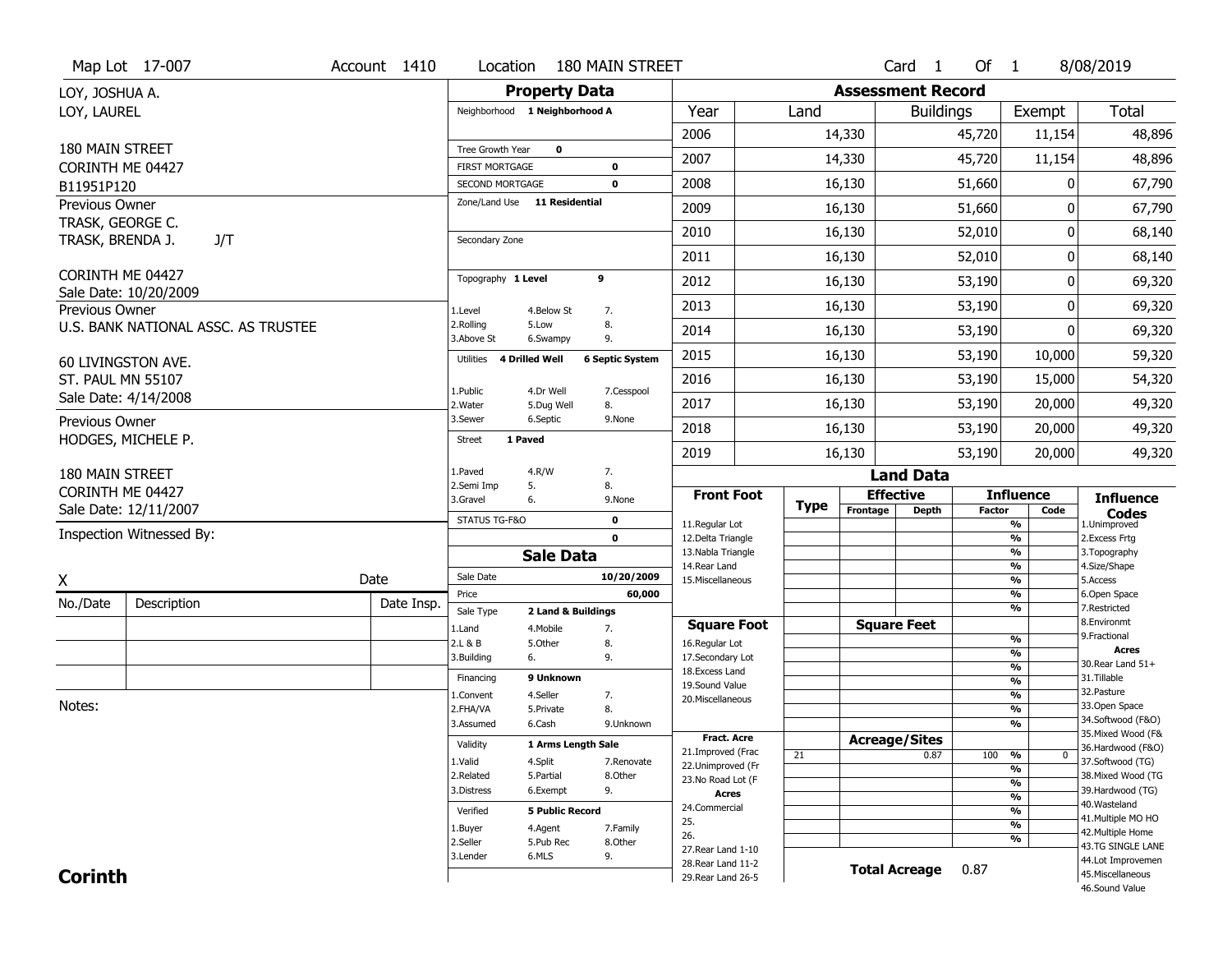Map Lot 17-007 | Account 1410 | Location 180 MAIN STREET | Card 1 Of 1 | 8/08/2019

LOY, JOSHUA A.
LOY, LAUREL

180 MAIN STREET
CORINTH ME 04427
B11951P120

Previous Owner
TRASK, GEORGE C.
TRASK, BRENDA J. J/T

CORINTH ME 04427
Sale Date: 10/20/2009

Previous Owner
U.S. BANK NATIONAL ASSC. AS TRUSTEE

60 LIVINGSTON AVE.
ST. PAUL MN 55107
Sale Date: 4/14/2008

Previous Owner
HODGES, MICHELE P.

180 MAIN STREET
CORINTH ME 04427
Sale Date: 12/11/2007

Inspection Witnessed By:

X ______________________ Date

| No./Date | Description | Date Insp. |
|---|---|---|
| | | |
| | | |
| | | |

Notes:

## Property Data

Neighborhood: 1 Neighborhood A

Tree Growth Year: 0
FIRST MORTGAGE: 0
SECOND MORTGAGE: 0
Zone/Land Use: 11 Residential

Secondary Zone

Topography: 1 Level 9
1.Level 2.Rolling 3.Above St 4.Below St 5.Low 6.Swampy 7. 8. 9.

Utilities: 4 Drilled Well, 6 Septic System
1.Public 2.Water 3.Sewer 4.Dr Well 5.Dug Well 6.Septic 7.Cesspool 8. 9.None

Street: 1 Paved
1.Paved 2.Semi Imp 3.Gravel 4.R/W 5. 6. 7. 8. 9.None

STATUS TG-F&O: 0
0

## Sale Data

Sale Date: 10/20/2009
Price: 60,000
Sale Type: 2 Land & Buildings
1.Land 2.L & B 3.Building 4.Mobile 5.Other 6. 7. 8. 9.

Financing: 9 Unknown
1.Convent 2.FHA/VA 3.Assumed 4.Seller 5.Private 6.Cash 7. 8. 9.Unknown

Validity: 1 Arms Length Sale
1.Valid 2.Related 3.Distress 4.Split 5.Partial 6.Exempt 7.Renovate 8.Other 9.

Verified: 5 Public Record
1.Buyer 2.Seller 3.Lender 4.Agent 5.Pub Rec 6.MLS 7.Family 8.Other 9.

## Assessment Record

| Year | Land | Buildings | Exempt | Total |
|---|---|---|---|---|
| 2006 | 14,330 | 45,720 | 11,154 | 48,896 |
| 2007 | 14,330 | 45,720 | 11,154 | 48,896 |
| 2008 | 16,130 | 51,660 | 0 | 67,790 |
| 2009 | 16,130 | 51,660 | 0 | 67,790 |
| 2010 | 16,130 | 52,010 | 0 | 68,140 |
| 2011 | 16,130 | 52,010 | 0 | 68,140 |
| 2012 | 16,130 | 53,190 | 0 | 69,320 |
| 2013 | 16,130 | 53,190 | 0 | 69,320 |
| 2014 | 16,130 | 53,190 | 0 | 69,320 |
| 2015 | 16,130 | 53,190 | 10,000 | 59,320 |
| 2016 | 16,130 | 53,190 | 15,000 | 54,320 |
| 2017 | 16,130 | 53,190 | 20,000 | 49,320 |
| 2018 | 16,130 | 53,190 | 20,000 | 49,320 |
| 2019 | 16,130 | 53,190 | 20,000 | 49,320 |

## Land Data

| Type | Effective Frontage | Effective Depth | Influence Factor | Influence Code |
|---|---|---|---|---|
| 21 | | 0.87 | 100 % | 0 |

Front Foot: 11.Regular Lot, 12.Delta Triangle, 13.Nabla Triangle, 14.Rear Land, 15.Miscellaneous

Square Foot: 16.Regular Lot, 17.Secondary Lot, 18.Excess Land, 19.Sound Value, 20.Miscellaneous

Fract. Acre: 21.Improved (Frac, 22.Unimproved (Fr, 23.No Road Lot (F

Acres: 24.Commercial, 25., 26., 27.Rear Land 1-10, 28.Rear Land 11-2, 29.Rear Land 26-5

Total Acreage: 0.87

Influence Codes: 1.Unimproved, 2.Excess Frtg, 3.Topography, 4.Size/Shape, 5.Access, 6.Open Space, 7.Restricted, 8.Environmt, 9.Fractional

Acres: 30.Rear Land 51+, 31.Tillable, 32.Pasture, 33.Open Space, 34.Softwood (F&O), 35.Mixed Wood (F&, 36.Hardwood (F&O), 37.Softwood (TG), 38.Mixed Wood (TG, 39.Hardwood (TG), 40.Wasteland, 41.Multiple MO HO, 42.Multiple Home, 43.TG SINGLE LANE, 44.Lot Improvemen, 45.Miscellaneous, 46.Sound Value

**Corinth**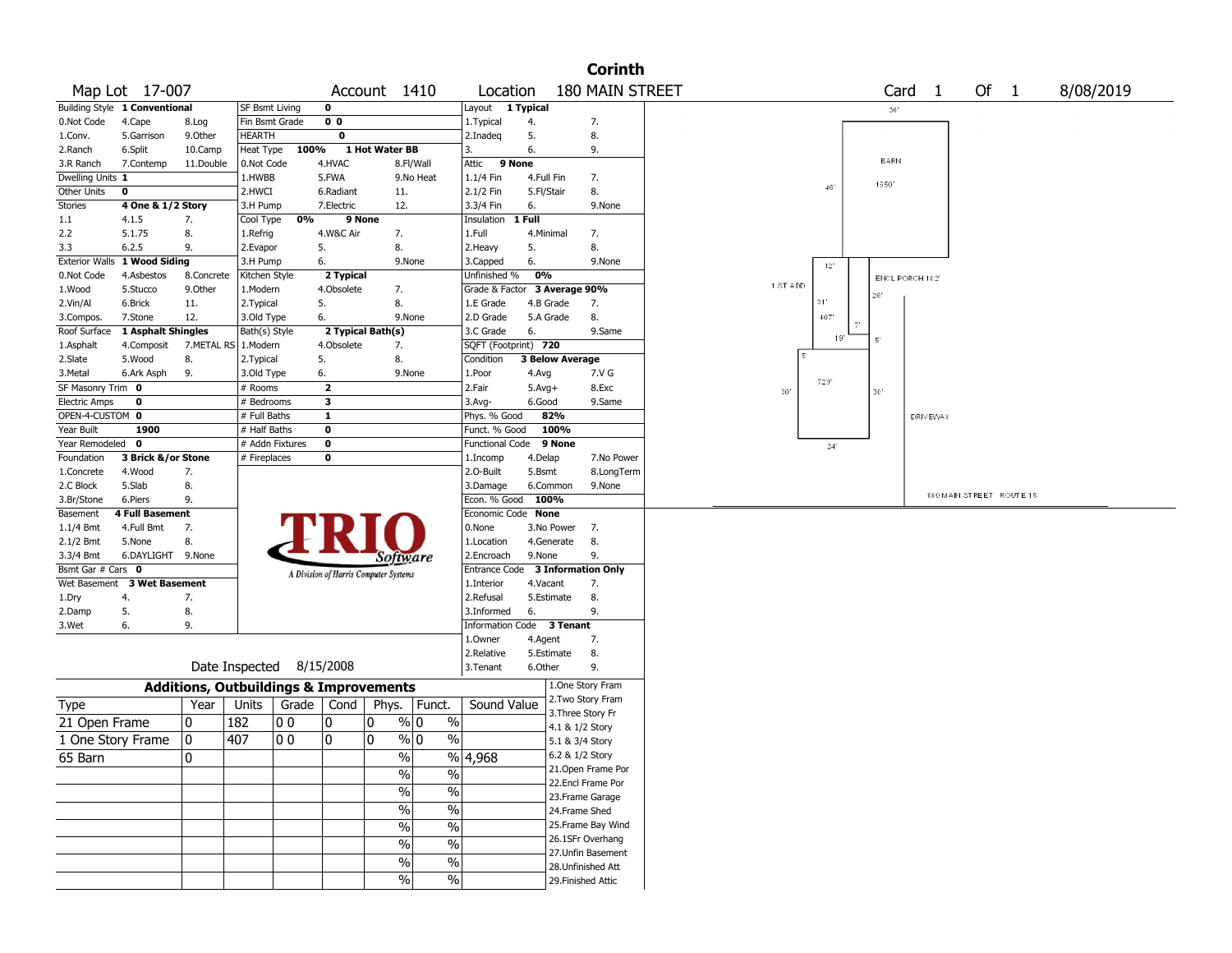# Corinth

**Map Lot** 17-007 **Account** 1410 **Location** 180 MAIN STREET **Card** 1 **Of** 1 8/08/2019

| Building Style | 1 Conventional | | SF Bsmt Living | 0 | | Layout | 1 Typical | |
|---|---|---|---|---|---|---|---|---|
| 0.Not Code | 4.Cape | 8.Log | Fin Bsmt Grade | 0 0 | | 1.Typical | 4. | 7. |
| 1.Conv. | 5.Garrison | 9.Other | HEARTH | 0 | | 2.Inadeq | 5. | 8. |
| 2.Ranch | 6.Split | 10.Camp | Heat Type 100% | 1 Hot Water BB | | 3. | 6. | 9. |
| 3.R Ranch | 7.Contemp | 11.Double | 0.Not Code | 4.HVAC | 8.Fl/Wall | Attic | 9 None | |
| Dwelling Units | 1 | | 1.HWBB | 5.FWA | 9.No Heat | 1.1/4 Fin | 4.Full Fin | 7. |
| Other Units | 0 | | 2.HWCI | 6.Radiant | 11. | 2.1/2 Fin | 5.Fl/Stair | 8. |
| Stories | 4 One & 1/2 Story | | 3.H Pump | 7.Electric | 12. | 3.3/4 Fin | 6. | 9.None |
| 1.1 | 4.1.5 | 7. | Cool Type 0% | 9 None | | Insulation | 1 Full | |
| 2.2 | 5.1.75 | 8. | 1.Refrig | 4.W&C Air | 7. | 1.Full | 4.Minimal | 7. |
| 3.3 | 6.2.5 | 9. | 2.Evapor | 5. | 8. | 2.Heavy | 5. | 8. |
| Exterior Walls | 1 Wood Siding | | 3.H Pump | 6. | 9.None | 3.Capped | 6. | 9.None |
| 0.Not Code | 4.Asbestos | 8.Concrete | Kitchen Style | 2 Typical | | Unfinished % | 0% | |
| 1.Wood | 5.Stucco | 9.Other | 1.Modern | 4.Obsolete | 7. | Grade & Factor | 3 Average 90% | |
| 2.Vin/Al | 6.Brick | 11. | 2.Typical | 5. | 8. | 1.E Grade | 4.B Grade | 7. |
| 3.Compos. | 7.Stone | 12. | 3.Old Type | 6. | 9.None | 2.D Grade | 5.A Grade | 8. |
| Roof Surface | 1 Asphalt Shingles | | Bath(s) Style | 2 Typical Bath(s) | | 3.C Grade | 6. | 9.Same |
| 1.Asphalt | 4.Composit | 7.METAL RS | 1.Modern | 4.Obsolete | 7. | SQFT (Footprint) | 720 | |
| 2.Slate | 5.Wood | 8. | 2.Typical | 5. | 8. | Condition | 3 Below Average | |
| 3.Metal | 6.Ark Asph | 9. | 3.Old Type | 6. | 9.None | 1.Poor | 4.Avg | 7.V G |
| SF Masonry Trim | 0 | | # Rooms | 2 | | 2.Fair | 5.Avg+ | 8.Exc |
| Electric Amps | 0 | | # Bedrooms | 3 | | 3.Avg- | 6.Good | 9.Same |
| OPEN-4-CUSTOM | 0 | | # Full Baths | 1 | | Phys. % Good | 82% | |
| Year Built | 1900 | | # Half Baths | 0 | | Funct. % Good | 100% | |
| Year Remodeled | 0 | | # Addn Fixtures | 0 | | Functional Code | 9 None | |
| Foundation | 3 Brick &/or Stone | | # Fireplaces | 0 | | 1.Incomp | 4.Delap | 7.No Power |
| 1.Concrete | 4.Wood | 7. | | | | 2.O-Built | 5.Bsmt | 8.LongTerm |
| 2.C Block | 5.Slab | 8. | | | | 3.Damage | 6.Common | 9.None |
| 3.Br/Stone | 6.Piers | 9. | | | | Econ. % Good | 100% | |
| Basement | 4 Full Basement | | | | | Economic Code | None | |
| 1.1/4 Bmt | 4.Full Bmt | 7. | | | | 0.None | 3.No Power | 7. |
| 2.1/2 Bmt | 5.None | 8. | | | | 1.Location | 4.Generate | 8. |
| 3.3/4 Bmt | 6.DAYLIGHT | 9.None | | | | 2.Encroach | 9.None | 9. |
| Bsmt Gar # Cars | 0 | | | | | Entrance Code | 3 Information Only | |
| Wet Basement | 3 Wet Basement | | | | | 1.Interior | 4.Vacant | 7. |
| 1.Dry | 4. | 7. | | | | 2.Refusal | 5.Estimate | 8. |
| 2.Damp | 5. | 8. | | | | 3.Informed | 6. | 9. |
| 3.Wet | 6. | 9. | | | | Information Code | 3 Tenant | |
| | | | | | | 1.Owner | 4.Agent | 7. |
| | | | | | | 2.Relative | 5.Estimate | 8. |
| | | | Date Inspected | 8/15/2008 | | 3.Tenant | 6.Other | 9. |

TRIO Software — A Division of Harris Computer Systems

## Additions, Outbuildings & Improvements

| Type | Year | Units | Grade | Cond | Phys. | Funct. | Sound Value |
|---|---|---|---|---|---|---|---|
| 21 Open Frame | 0 | 182 | 0 0 | 0 | 0 % | 0 % | |
| 1 One Story Frame | 0 | 407 | 0 0 | 0 | 0 % | 0 % | |
| 65 Barn | 0 | | | | % | % | 4,968 |
| | | | | | % | % | |
| | | | | | % | % | |
| | | | | | % | % | |
| | | | | | % | % | |
| | | | | | % | % | |
| | | | | | % | % | |
| | | | | | % | % | |

1.One Story Fram
2.Two Story Fram
3.Three Story Fr
4.1 & 1/2 Story
5.1 & 3/4 Story
6.2 & 1/2 Story
21.Open Frame Por
22.Encl Frame Por
23.Frame Garage
24.Frame Shed
25.Frame Bay Wind
26.1SFr Overhang
27.Unfin Basement
28.Unfinished Att
29.Finished Attic

Sketch labels: BARN 1350' (36' x 46'); ENCL PORCH 182' (26', 7', 5'); 1ST ADD 407' (12', 21', 19', 5'); 720' (30', 24', 30'); DRIVEWAY; 180 MAIN STREET ROUTE 15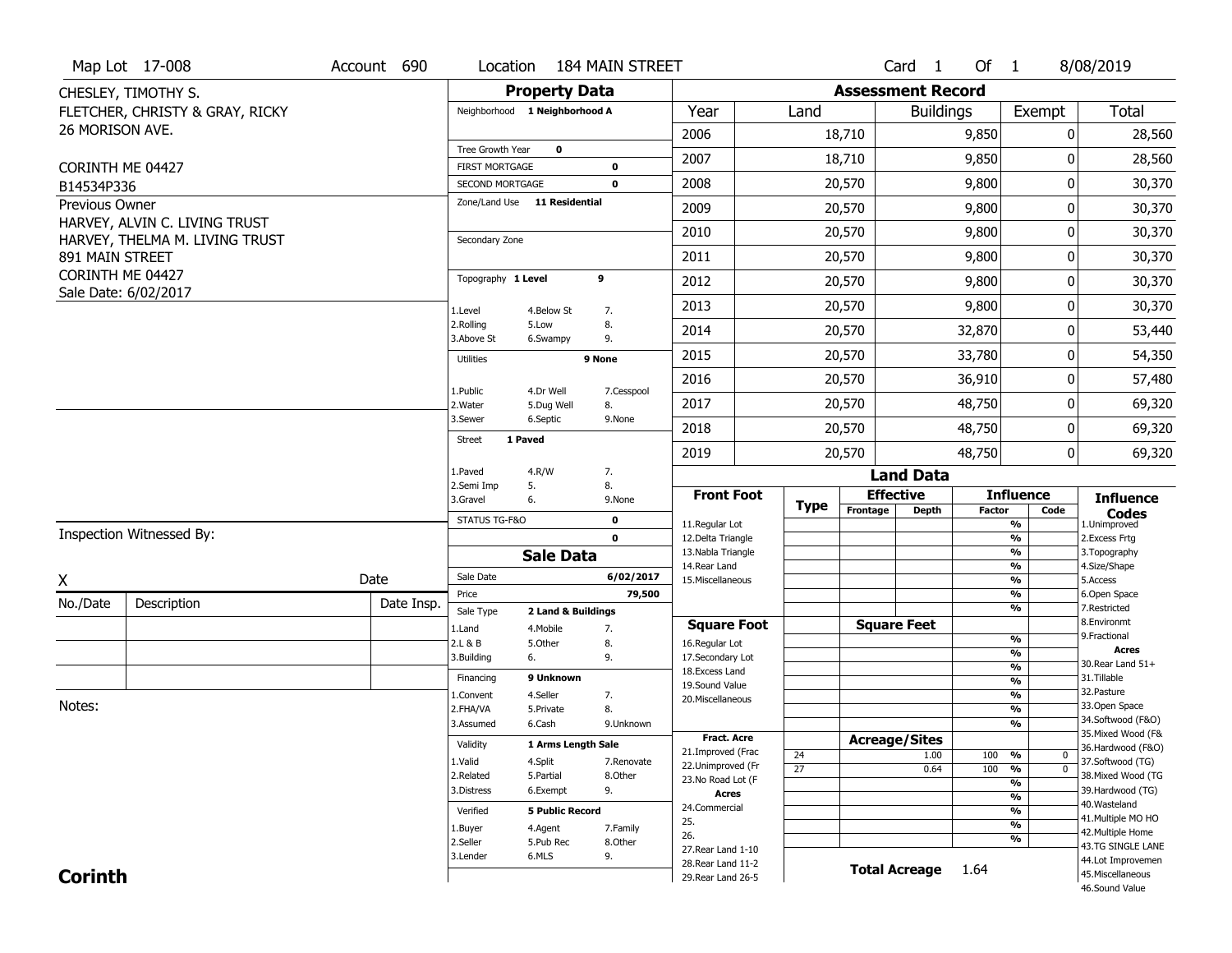Map Lot 17-008 | Account 690 | Location 184 MAIN STREET | Card 1 Of 1 | 8/08/2019

CHESLEY, TIMOTHY S.
FLETCHER, CHRISTY & GRAY, RICKY
26 MORISON AVE.

CORINTH ME 04427
B14534P336

Previous Owner
HARVEY, ALVIN C. LIVING TRUST
HARVEY, THELMA M. LIVING TRUST
891 MAIN STREET
CORINTH ME 04427
Sale Date: 6/02/2017

## Property Data

Neighborhood: 1 Neighborhood A

| | |
|---|---|
| Tree Growth Year | 0 |
| FIRST MORTGAGE | 0 |
| SECOND MORTGAGE | 0 |
| Zone/Land Use | 11 Residential |
| Secondary Zone | |
| Topography | 1 Level 9 |
| Utilities | 9 None |
| Street | 1 Paved |
| STATUS TG-F&O | 0 |
| | 0 |

Topography codes: 1.Level, 2.Rolling, 3.Above St, 4.Below St, 5.Low, 6.Swampy, 7., 8., 9.

Utilities codes: 1.Public, 2.Water, 3.Sewer, 4.Dr Well, 5.Dug Well, 6.Septic, 7.Cesspool, 8., 9.None

Street codes: 1.Paved, 2.Semi Imp, 3.Gravel, 4.R/W, 5., 6., 7., 8., 9.None

## Sale Data

| | |
|---|---|
| Sale Date | 6/02/2017 |
| Price | 79,500 |
| Sale Type | 2 Land & Buildings |
| Financing | 9 Unknown |
| Validity | 1 Arms Length Sale |
| Verified | 5 Public Record |

Sale Type codes: 1.Land, 2.L & B, 3.Building, 4.Mobile, 5.Other, 6., 7., 8., 9.

Financing codes: 1.Convent, 2.FHA/VA, 3.Assumed, 4.Seller, 5.Private, 6.Cash, 7., 8., 9.Unknown

Validity codes: 1.Valid, 2.Related, 3.Distress, 4.Split, 5.Partial, 6.Exempt, 7.Renovate, 8.Other, 9.

Verified codes: 1.Buyer, 2.Seller, 3.Lender, 4.Agent, 5.Pub Rec, 6.MLS, 7.Family, 8.Other, 9.

## Assessment Record

| Year | Land | Buildings | Exempt | Total |
|---|---|---|---|---|
| 2006 | 18,710 | 9,850 | 0 | 28,560 |
| 2007 | 18,710 | 9,850 | 0 | 28,560 |
| 2008 | 20,570 | 9,800 | 0 | 30,370 |
| 2009 | 20,570 | 9,800 | 0 | 30,370 |
| 2010 | 20,570 | 9,800 | 0 | 30,370 |
| 2011 | 20,570 | 9,800 | 0 | 30,370 |
| 2012 | 20,570 | 9,800 | 0 | 30,370 |
| 2013 | 20,570 | 9,800 | 0 | 30,370 |
| 2014 | 20,570 | 32,870 | 0 | 53,440 |
| 2015 | 20,570 | 33,780 | 0 | 54,350 |
| 2016 | 20,570 | 36,910 | 0 | 57,480 |
| 2017 | 20,570 | 48,750 | 0 | 69,320 |
| 2018 | 20,570 | 48,750 | 0 | 69,320 |
| 2019 | 20,570 | 48,750 | 0 | 69,320 |

## Land Data

| Type | Effective Frontage | Effective Depth | Influence Factor | Influence Code |
|---|---|---|---|---|
| 24 | | 1.00 | 100 % | 0 |
| 27 | | 0.64 | 100 % | 0 |

**Total Acreage** 1.64

Front Foot: 11.Regular Lot, 12.Delta Triangle, 13.Nabla Triangle, 14.Rear Land, 15.Miscellaneous

Square Foot: 16.Regular Lot, 17.Secondary Lot, 18.Excess Land, 19.Sound Value, 20.Miscellaneous

Fract. Acre: 21.Improved (Frac, 22.Unimproved (Fr, 23.No Road Lot (F

Acres: 24.Commercial, 25., 26., 27.Rear Land 1-10, 28.Rear Land 11-2, 29.Rear Land 26-5

Influence Codes: 1.Unimproved, 2.Excess Frtg, 3.Topography, 4.Size/Shape, 5.Access, 6.Open Space, 7.Restricted, 8.Environmt, 9.Fractional

Acres: 30.Rear Land 51+, 31.Tillable, 32.Pasture, 33.Open Space, 34.Softwood (F&O), 35.Mixed Wood (F&, 36.Hardwood (F&O), 37.Softwood (TG), 38.Mixed Wood (TG, 39.Hardwood (TG), 40.Wasteland, 41.Multiple MO HO, 42.Multiple Home, 43.TG SINGLE LANE, 44.Lot Improvemen, 45.Miscellaneous, 46.Sound Value

Inspection Witnessed By:

X ____________ Date

| No./Date | Description | Date Insp. |
|---|---|---|
| | | |
| | | |
| | | |

Notes:

**Corinth**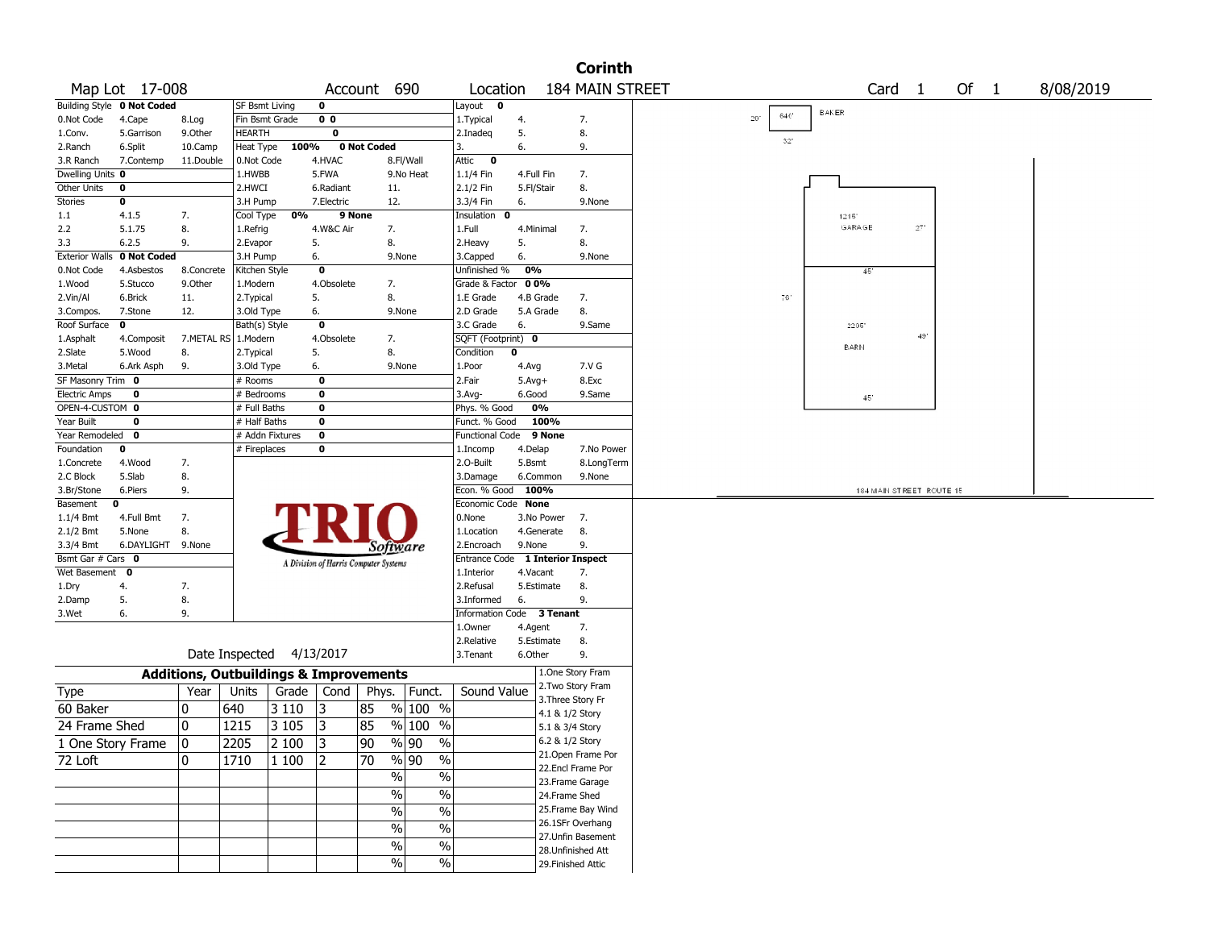# Corinth

**Map Lot** 17-008 **Account** 690 **Location** 184 MAIN STREET **Card** 1 **Of** 1 8/08/2019

| Building Style | 0 Not Coded | | SF Bsmt Living | 0 | | Layout | 0 | |
|---|---|---|---|---|---|---|---|---|
| 0.Not Code | 4.Cape | 8.Log | Fin Bsmt Grade | 0 0 | | 1.Typical | 4. | 7. |
| 1.Conv. | 5.Garrison | 9.Other | HEARTH | 0 | | 2.Inadeq | 5. | 8. |
| 2.Ranch | 6.Split | 10.Camp | Heat Type | 100% | 0 Not Coded | 3. | 6. | 9. |
| 3.R Ranch | 7.Contemp | 11.Double | 0.Not Code | 4.HVAC | 8.Fl/Wall | Attic | 0 | |
| Dwelling Units | 0 | | 1.HWBB | 5.FWA | 9.No Heat | 1.1/4 Fin | 4.Full Fin | 7. |
| Other Units | 0 | | 2.HWCI | 6.Radiant | 11. | 2.1/2 Fin | 5.Fl/Stair | 8. |
| Stories | 0 | | 3.H Pump | 7.Electric | 12. | 3.3/4 Fin | 6. | 9.None |
| 1.1 | 4.1.5 | 7. | Cool Type | 0% | 9 None | Insulation | 0 | |
| 2.2 | 5.1.75 | 8. | 1.Refrig | 4.W&C Air | 7. | 1.Full | 4.Minimal | 7. |
| 3.3 | 6.2.5 | 9. | 2.Evapor | 5. | 8. | 2.Heavy | 5. | 8. |
| Exterior Walls | 0 Not Coded | | 3.H Pump | 6. | 9.None | 3.Capped | 6. | 9.None |
| 0.Not Code | 4.Asbestos | 8.Concrete | Kitchen Style | 0 | | Unfinished % | 0% | |
| 1.Wood | 5.Stucco | 9.Other | 1.Modern | 4.Obsolete | 7. | Grade & Factor | 0 0% | |
| 2.Vin/Al | 6.Brick | 11. | 2.Typical | 5. | 8. | 1.E Grade | 4.B Grade | 7. |
| 3.Compos. | 7.Stone | 12. | 3.Old Type | 6. | 9.None | 2.D Grade | 5.A Grade | 8. |
| Roof Surface | 0 | | Bath(s) Style | 0 | | 3.C Grade | 6. | 9.Same |
| 1.Asphalt | 4.Composit | 7.METAL RS | 1.Modern | 4.Obsolete | 7. | SQFT (Footprint) | 0 | |
| 2.Slate | 5.Wood | 8. | 2.Typical | 5. | 8. | Condition | 0 | |
| 3.Metal | 6.Ark Asph | 9. | 3.Old Type | 6. | 9.None | 1.Poor | 4.Avg | 7.V G |
| SF Masonry Trim | 0 | | # Rooms | 0 | | 2.Fair | 5.Avg+ | 8.Exc |
| Electric Amps | 0 | | # Bedrooms | 0 | | 3.Avg- | 6.Good | 9.Same |
| OPEN-4-CUSTOM | 0 | | # Full Baths | 0 | | Phys. % Good | 0% | |
| Year Built | 0 | | # Half Baths | 0 | | Funct. % Good | 100% | |
| Year Remodeled | 0 | | # Addn Fixtures | 0 | | Functional Code | 9 None | |
| Foundation | 0 | | # Fireplaces | 0 | | 1.Incomp | 4.Delap | 7.No Power |
| 1.Concrete | 4.Wood | 7. | | | | 2.O-Built | 5.Bsmt | 8.LongTerm |
| 2.C Block | 5.Slab | 8. | | | | 3.Damage | 6.Common | 9.None |
| 3.Br/Stone | 6.Piers | 9. | | | | Econ. % Good | 100% | |
| Basement | 0 | | | | | Economic Code | None | |
| 1.1/4 Bmt | 4.Full Bmt | 7. | | | | 0.None | 3.No Power | 7. |
| 2.1/2 Bmt | 5.None | 8. | | | | 1.Location | 4.Generate | 8. |
| 3.3/4 Bmt | 6.DAYLIGHT | 9.None | | | | 2.Encroach | 9.None | 9. |
| Bsmt Gar # Cars | 0 | | | | | Entrance Code | 1 Interior Inspect | |
| Wet Basement | 0 | | | | | 1.Interior | 4.Vacant | 7. |
| 1.Dry | 4. | 7. | | | | 2.Refusal | 5.Estimate | 8. |
| 2.Damp | 5. | 8. | | | | 3.Informed | 6. | 9. |
| 3.Wet | 6. | 9. | | | | Information Code | 3 Tenant | |
| | | | | | | 1.Owner | 4.Agent | 7. |
| | | | | | | 2.Relative | 5.Estimate | 8. |
| | | | | | | 3.Tenant | 6.Other | 9. |

Date Inspected 4/13/2017

## Additions, Outbuildings & Improvements

| Type | Year | Units | Grade | Cond | Phys. | Funct. | Sound Value |
|---|---|---|---|---|---|---|---|
| 60 Baker | 0 | 640 | 3 110 | 3 | 85 % | 100 % | |
| 24 Frame Shed | 0 | 1215 | 3 105 | 3 | 85 % | 100 % | |
| 1 One Story Frame | 0 | 2205 | 2 100 | 3 | 90 % | 90 % | |
| 72 Loft | 0 | 1710 | 1 100 | 2 | 70 % | 90 % | |
| | | | | | % | % | |
| | | | | | % | % | |
| | | | | | % | % | |
| | | | | | % | % | |
| | | | | | % | % | |
| | | | | | % | % | |

1.One Story Fram
2.Two Story Fram
3.Three Story Fr
4.1 & 1/2 Story
5.1 & 3/4 Story
6.2 & 1/2 Story
21.Open Frame Por
22.Encl Frame Por
23.Frame Garage
24.Frame Shed
25.Frame Bay Wind
26.1SFr Overhang
27.Unfin Basement
28.Unfinished Att
29.Finished Attic

Sketch labels: BAKER 640' 20' 32'; 1215' GARAGE 27' 45'; 76'; 2205' BARN 49' 45'; 184 MAIN STREET ROUTE 15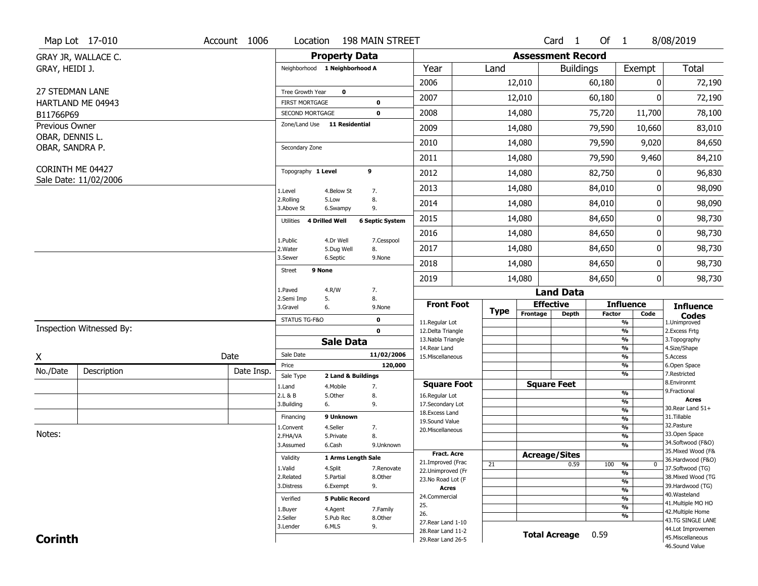Map Lot 17-010 | Account 1006 | Location 198 MAIN STREET | Card 1 Of 1 | 8/08/2019

GRAY JR, WALLACE C.
GRAY, HEIDI J.

27 STEDMAN LANE
HARTLAND ME 04943
B11766P69

Previous Owner
OBAR, DENNIS L.
OBAR, SANDRA P.

CORINTH ME 04427
Sale Date: 11/02/2006

## Property Data

Neighborhood 1 Neighborhood A

Tree Growth Year 0
FIRST MORTGAGE 0
SECOND MORTGAGE 0
Zone/Land Use 11 Residential

Secondary Zone

Topography 1 Level 9

1.Level 4.Below St 7.
2.Rolling 5.Low 8.
3.Above St 6.Swampy 9.

Utilities 4 Drilled Well 6 Septic System

1.Public 4.Dr Well 7.Cesspool
2.Water 5.Dug Well 8.
3.Sewer 6.Septic 9.None

Street 9 None

1.Paved 4.R/W 7.
2.Semi Imp 5. 8.
3.Gravel 6. 9.None

STATUS TG-F&O 0
0

## Assessment Record

| Year | Land | Buildings | Exempt | Total |
|---|---|---|---|---|
| 2006 | 12,010 | 60,180 | 0 | 72,190 |
| 2007 | 12,010 | 60,180 | 0 | 72,190 |
| 2008 | 14,080 | 75,720 | 11,700 | 78,100 |
| 2009 | 14,080 | 79,590 | 10,660 | 83,010 |
| 2010 | 14,080 | 79,590 | 9,020 | 84,650 |
| 2011 | 14,080 | 79,590 | 9,460 | 84,210 |
| 2012 | 14,080 | 82,750 | 0 | 96,830 |
| 2013 | 14,080 | 84,010 | 0 | 98,090 |
| 2014 | 14,080 | 84,010 | 0 | 98,090 |
| 2015 | 14,080 | 84,650 | 0 | 98,730 |
| 2016 | 14,080 | 84,650 | 0 | 98,730 |
| 2017 | 14,080 | 84,650 | 0 | 98,730 |
| 2018 | 14,080 | 84,650 | 0 | 98,730 |
| 2019 | 14,080 | 84,650 | 0 | 98,730 |

## Land Data

| Front Foot | Type | Effective Frontage | Effective Depth | Influence Factor | Influence Code |
|---|---|---|---|---|---|
| 11.Regular Lot | | | | % | |
| 12.Delta Triangle | | | | % | |
| 13.Nabla Triangle | | | | % | |
| 14.Rear Land | | | | % | |
| 15.Miscellaneous | | | | % | |
| | | | | % | |
| | | | | % | |
| **Square Foot** | | **Square Feet** | | | |
| 16.Regular Lot | | | | % | |
| 17.Secondary Lot | | | | % | |
| 18.Excess Land | | | | % | |
| 19.Sound Value | | | | % | |
| 20.Miscellaneous | | | | % | |
| | | | | % | |
| | | | | % | |
| **Fract. Acre** | | **Acreage/Sites** | | | |
| 21.Improved (Frac | 21 | | 0.59 | 100 % | 0 |
| 22.Unimproved (Fr | | | | % | |
| 23.No Road Lot (F | | | | % | |
| **Acres** | | | | % | |
| 24.Commercial | | | | % | |
| 25. | | | | % | |
| 26. | | | | % | |
| 27.Rear Land 1-10 | | | | | |
| 28.Rear Land 11-2 | | | | | |
| 29.Rear Land 26-5 | | | | | |

**Total Acreage** 0.59

**Influence Codes**
1.Unimproved
2.Excess Frtg
3.Topography
4.Size/Shape
5.Access
6.Open Space
7.Restricted
8.Environmt
9.Fractional

**Acres**
30.Rear Land 51+
31.Tillable
32.Pasture
33.Open Space
34.Softwood (F&O)
35.Mixed Wood (F&
36.Hardwood (F&O)
37.Softwood (TG)
38.Mixed Wood (TG
39.Hardwood (TG)
40.Wasteland
41.Multiple MO HO
42.Multiple Home
43.TG SINGLE LANE
44.Lot Improvemen
45.Miscellaneous
46.Sound Value

## Sale Data

Sale Date 11/02/2006
Price 120,000
Sale Type 2 Land & Buildings

1.Land 4.Mobile 7.
2.L & B 5.Other 8.
3.Building 6. 9.

Financing 9 Unknown

1.Convent 4.Seller 7.
2.FHA/VA 5.Private 8.
3.Assumed 6.Cash 9.Unknown

Validity 1 Arms Length Sale

1.Valid 4.Split 7.Renovate
2.Related 5.Partial 8.Other
3.Distress 6.Exempt 9.

Verified 5 Public Record

1.Buyer 4.Agent 7.Family
2.Seller 5.Pub Rec 8.Other
3.Lender 6.MLS 9.

Inspection Witnessed By:

X Date

| No./Date | Description | Date Insp. |
|---|---|---|
| | | |
| | | |
| | | |

Notes:

**Corinth**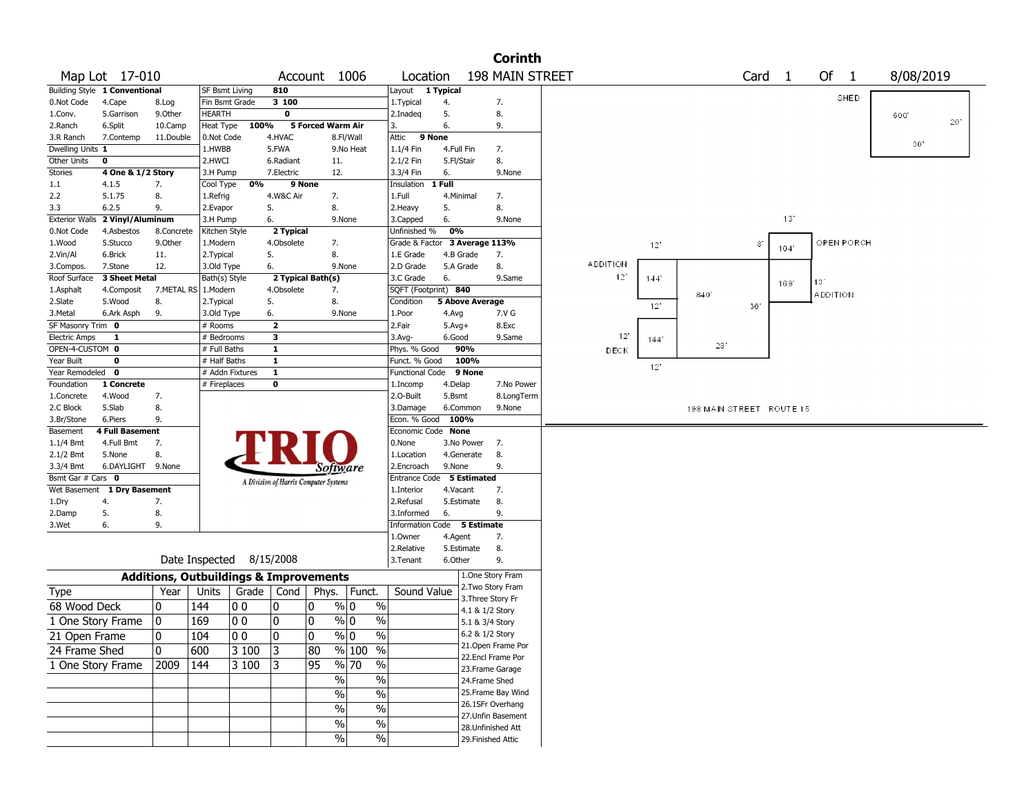# Corinth

**Map Lot** 17-010 **Account** 1006 **Location** 198 MAIN STREET **Card** 1 **Of** 1 8/08/2019

| Building Style | 1 Conventional | | SF Bsmt Living | 810 | | Layout | 1 Typical | |
|---|---|---|---|---|---|---|---|---|
| 0.Not Code | 4.Cape | 8.Log | Fin Bsmt Grade | 3 100 | | 1.Typical | 4. | 7. |
| 1.Conv. | 5.Garrison | 9.Other | HEARTH | 0 | | 2.Inadeq | 5. | 8. |
| 2.Ranch | 6.Split | 10.Camp | Heat Type 100% | 5 Forced Warm Air | | 3. | 6. | 9. |
| 3.R Ranch | 7.Contemp | 11.Double | 0.Not Code | 4.HVAC | 8.Fl/Wall | Attic | 9 None | |
| Dwelling Units | 1 | | 1.HWBB | 5.FWA | 9.No Heat | 1.1/4 Fin | 4.Full Fin | 7. |
| Other Units | 0 | | 2.HWCI | 6.Radiant | 11. | 2.1/2 Fin | 5.Fl/Stair | 8. |
| Stories | 4 One & 1/2 Story | | 3.H Pump | 7.Electric | 12. | 3.3/4 Fin | 6. | 9.None |
| 1.1 | 4.1.5 | 7. | Cool Type 0% | 9 None | | Insulation | 1 Full | |
| 2.2 | 5.1.75 | 8. | 1.Refrig | 4.W&C Air | 7. | 1.Full | 4.Minimal | 7. |
| 3.3 | 6.2.5 | 9. | 2.Evapor | 5. | 8. | 2.Heavy | 5. | 8. |
| Exterior Walls | 2 Vinyl/Aluminum | | 3.H Pump | 6. | 9.None | 3.Capped | 6. | 9.None |
| 0.Not Code | 4.Asbestos | 8.Concrete | Kitchen Style | 2 Typical | | Unfinished % | 0% | |
| 1.Wood | 5.Stucco | 9.Other | 1.Modern | 4.Obsolete | 7. | Grade & Factor | 3 Average 113% | |
| 2.Vin/Al | 6.Brick | 11. | 2.Typical | 5. | 8. | 1.E Grade | 4.B Grade | 7. |
| 3.Compos. | 7.Stone | 12. | 3.Old Type | 6. | 9.None | 2.D Grade | 5.A Grade | 8. |
| Roof Surface | 3 Sheet Metal | | Bath(s) Style | 2 Typical Bath(s) | | 3.C Grade | 6. | 9.Same |
| 1.Asphalt | 4.Composit | 7.METAL RS | 1.Modern | 4.Obsolete | 7. | SQFT (Footprint) | 840 | |
| 2.Slate | 5.Wood | 8. | 2.Typical | 5. | 8. | Condition | 5 Above Average | |
| 3.Metal | 6.Ark Asph | 9. | 3.Old Type | 6. | 9.None | 1.Poor | 4.Avg | 7.V G |
| SF Masonry Trim | 0 | | # Rooms | 2 | | 2.Fair | 5.Avg+ | 8.Exc |
| Electric Amps | 1 | | # Bedrooms | 3 | | 3.Avg- | 6.Good | 9.Same |
| OPEN-4-CUSTOM | 0 | | # Full Baths | 1 | | Phys. % Good | 90% | |
| Year Built | 0 | | # Half Baths | 1 | | Funct. % Good | 100% | |
| Year Remodeled | 0 | | # Addn Fixtures | 1 | | Functional Code | 9 None | |
| Foundation | 1 Concrete | | # Fireplaces | 0 | | 1.Incomp | 4.Delap | 7.No Power |
| 1.Concrete | 4.Wood | 7. | | | | 2.O-Built | 5.Bsmt | 8.LongTerm |
| 2.C Block | 5.Slab | 8. | | | | 3.Damage | 6.Common | 9.None |
| 3.Br/Stone | 6.Piers | 9. | | | | Econ. % Good | 100% | |
| Basement | 4 Full Basement | | | | | Economic Code | None | |
| 1.1/4 Bmt | 4.Full Bmt | 7. | | | | 0.None | 3.No Power | 7. |
| 2.1/2 Bmt | 5.None | 8. | | | | 1.Location | 4.Generate | 8. |
| 3.3/4 Bmt | 6.DAYLIGHT | 9.None | | | | 2.Encroach | 9.None | 9. |
| Bsmt Gar # Cars | 0 | | | | | Entrance Code | 5 Estimated | |
| Wet Basement | 1 Dry Basement | | | | | 1.Interior | 4.Vacant | 7. |
| 1.Dry | 4. | 7. | | | | 2.Refusal | 5.Estimate | 8. |
| 2.Damp | 5. | 8. | | | | 3.Informed | 6. | 9. |
| 3.Wet | 6. | 9. | | | | Information Code | 5 Estimate | |
| | | | | | | 1.Owner | 4.Agent | 7. |
| | | | | | | 2.Relative | 5.Estimate | 8. |
| | | | Date Inspected | 8/15/2008 | | 3.Tenant | 6.Other | 9. |

TRIO Software — A Division of Harris Computer Systems

## Additions, Outbuildings & Improvements

| Type | Year | Units | Grade | Cond | Phys. | Funct. | Sound Value |
|---|---|---|---|---|---|---|---|
| 68 Wood Deck | 0 | 144 | 0 0 | 0 | 0 % | 0 % | |
| 1 One Story Frame | 0 | 169 | 0 0 | 0 | 0 % | 0 % | |
| 21 Open Frame | 0 | 104 | 0 0 | 0 | 0 % | 0 % | |
| 24 Frame Shed | 0 | 600 | 3 100 | 3 | 80 % | 100 % | |
| 1 One Story Frame | 2009 | 144 | 3 100 | 3 | 95 % | 70 % | |
| | | | | | % | % | |
| | | | | | % | % | |
| | | | | | % | % | |
| | | | | | % | % | |
| | | | | | % | % | |

1.One Story Fram
2.Two Story Fram
3.Three Story Fr
4.1 & 1/2 Story
5.1 & 3/4 Story
6.2 & 1/2 Story
21.Open Frame Por
22.Encl Frame Por
23.Frame Garage
24.Frame Shed
25.Frame Bay Wind
26.1SFr Overhang
27.Unfin Basement
28.Unfinished Att
29.Finished Attic

SHED 600' 20' 30'
OPEN PORCH 104' 13' 8'
ADDITION 169' 13'
ADDITION 12' 144' 12'
DECK 12' 144' 12'
840' 30' 28'
198 MAIN STREET ROUTE 15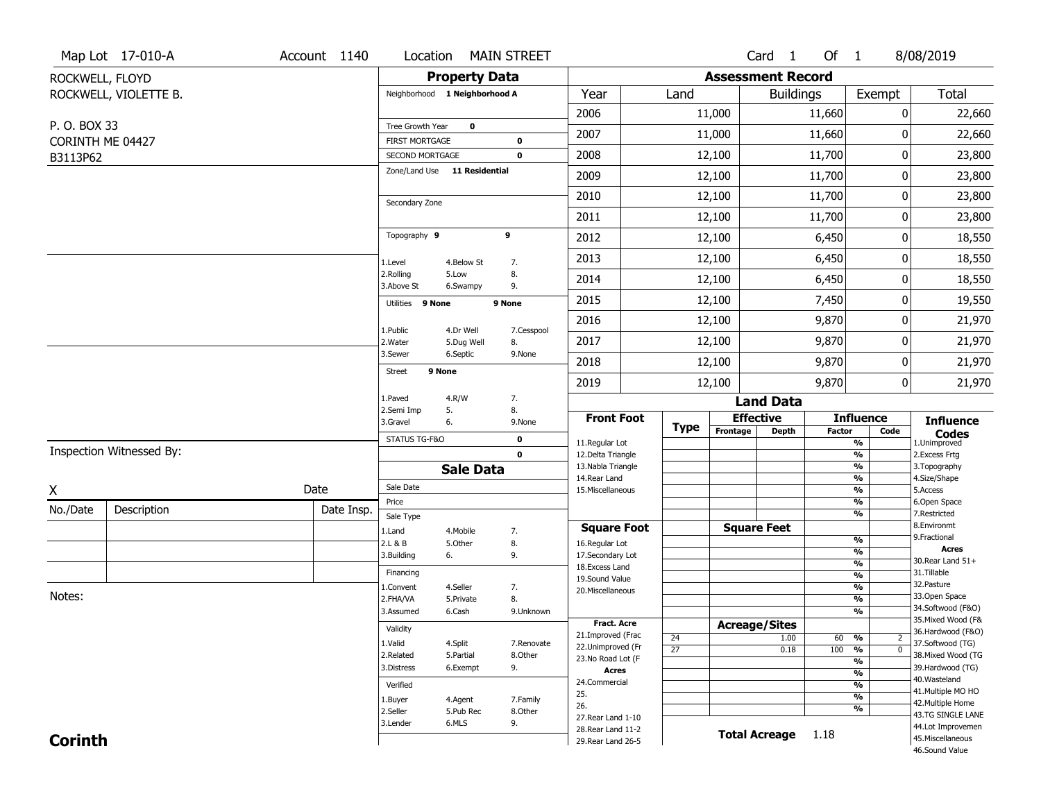Map Lot 17-010-A | Account 1140 | Location MAIN STREET | Card 1 Of 1 | 8/08/2019

ROCKWELL, FLOYD
ROCKWELL, VIOLETTE B.

P. O. BOX 33
CORINTH ME 04427
B3113P62

## Property Data

Neighborhood **1 Neighborhood A**

| | |
|---|---|
| Tree Growth Year | 0 |
| FIRST MORTGAGE | 0 |
| SECOND MORTGAGE | 0 |

Zone/Land Use **11 Residential**

Secondary Zone

Topography **9** 9

| | | |
|---|---|---|
| 1.Level | 4.Below St | 7. |
| 2.Rolling | 5.Low | 8. |
| 3.Above St | 6.Swampy | 9. |

Utilities **9 None** 9 None

| | | |
|---|---|---|
| 1.Public | 4.Dr Well | 7.Cesspool |
| 2.Water | 5.Dug Well | 8. |
| 3.Sewer | 6.Septic | 9.None |

Street **9 None**

| | | |
|---|---|---|
| 1.Paved | 4.R/W | 7. |
| 2.Semi Imp | 5. | 8. |
| 3.Gravel | 6. | 9.None |

STATUS TG-F&O 0
0

## Sale Data

Sale Date
Price
Sale Type

| | | |
|---|---|---|
| 1.Land | 4.Mobile | 7. |
| 2.L & B | 5.Other | 8. |
| 3.Building | 6. | 9. |

Financing

| | | |
|---|---|---|
| 1.Convent | 4.Seller | 7. |
| 2.FHA/VA | 5.Private | 8. |
| 3.Assumed | 6.Cash | 9.Unknown |

Validity

| | | |
|---|---|---|
| 1.Valid | 4.Split | 7.Renovate |
| 2.Related | 5.Partial | 8.Other |
| 3.Distress | 6.Exempt | 9. |

Verified

| | | |
|---|---|---|
| 1.Buyer | 4.Agent | 7.Family |
| 2.Seller | 5.Pub Rec | 8.Other |
| 3.Lender | 6.MLS | 9. |

## Assessment Record

| Year | Land | Buildings | Exempt | Total |
|---|---|---|---|---|
| 2006 | 11,000 | 11,660 | 0 | 22,660 |
| 2007 | 11,000 | 11,660 | 0 | 22,660 |
| 2008 | 12,100 | 11,700 | 0 | 23,800 |
| 2009 | 12,100 | 11,700 | 0 | 23,800 |
| 2010 | 12,100 | 11,700 | 0 | 23,800 |
| 2011 | 12,100 | 11,700 | 0 | 23,800 |
| 2012 | 12,100 | 6,450 | 0 | 18,550 |
| 2013 | 12,100 | 6,450 | 0 | 18,550 |
| 2014 | 12,100 | 6,450 | 0 | 18,550 |
| 2015 | 12,100 | 7,450 | 0 | 19,550 |
| 2016 | 12,100 | 9,870 | 0 | 21,970 |
| 2017 | 12,100 | 9,870 | 0 | 21,970 |
| 2018 | 12,100 | 9,870 | 0 | 21,970 |
| 2019 | 12,100 | 9,870 | 0 | 21,970 |

## Land Data

**Front Foot**: 11.Regular Lot, 12.Delta Triangle, 13.Nabla Triangle, 14.Rear Land, 15.Miscellaneous

**Square Foot**: 16.Regular Lot, 17.Secondary Lot, 18.Excess Land, 19.Sound Value, 20.Miscellaneous

**Fract. Acre**: 21.Improved (Frac, 22.Unimproved (Fr, 23.No Road Lot (F

**Acres**: 24.Commercial, 25., 26., 27.Rear Land 1-10, 28.Rear Land 11-2, 29.Rear Land 26-5

| Type | Acreage/Sites | Influence Factor | Code |
|---|---|---|---|
| 24 | 1.00 | 60 % | 2 |
| 27 | 0.18 | 100 % | 0 |

**Total Acreage** 1.18

**Influence Codes**: 1.Unimproved, 2.Excess Frtg, 3.Topography, 4.Size/Shape, 5.Access, 6.Open Space, 7.Restricted, 8.Environmt, 9.Fractional

**Acres**: 30.Rear Land 51+, 31.Tillable, 32.Pasture, 33.Open Space, 34.Softwood (F&O), 35.Mixed Wood (F&, 36.Hardwood (F&O), 37.Softwood (TG), 38.Mixed Wood (TG, 39.Hardwood (TG), 40.Wasteland, 41.Multiple MO HO, 42.Multiple Home, 43.TG SINGLE LANE, 44.Lot Improvemen, 45.Miscellaneous, 46.Sound Value

Inspection Witnessed By:

X Date

| No./Date | Description | Date Insp. |
|---|---|---|
| | | |
| | | |
| | | |

Notes:

**Corinth**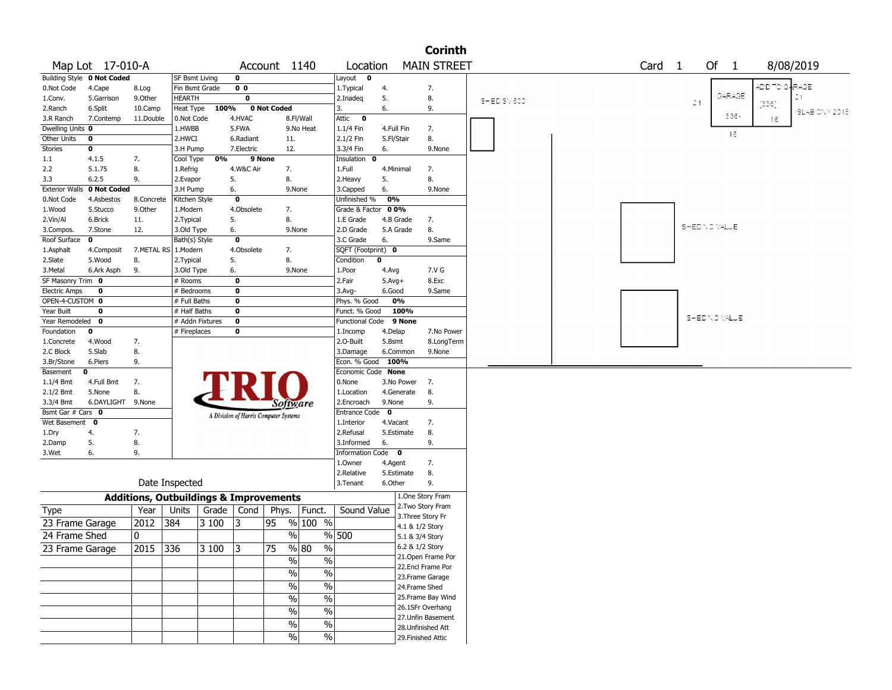# Corinth

Map Lot 17-010-A | Account 1140 | Location MAIN STREET | Card 1 Of 1 | 8/08/2019

| Field | Value | | | | |
|---|---|---|---|---|---|
| Building Style | 0 Not Coded | | | | |
| 0.Not Code | 4.Cape | 8.Log | | | |
| 1.Conv. | 5.Garrison | 9.Other | | | |
| 2.Ranch | 6.Split | 10.Camp | | | |
| 3.R Ranch | 7.Contemp | 11.Double | | | |
| Dwelling Units | 0 | | | | |
| Other Units | 0 | | | | |
| Stories | 0 | | | | |
| 1.1 | 4.1.5 | 7. | | | |
| 2.2 | 5.1.75 | 8. | | | |
| 3.3 | 6.2.5 | 9. | | | |
| Exterior Walls | 0 Not Coded | | | | |
| 0.Not Code | 4.Asbestos | 8.Concrete | | | |
| 1.Wood | 5.Stucco | 9.Other | | | |
| 2.Vin/Al | 6.Brick | 11. | | | |
| 3.Compos. | 7.Stone | 12. | | | |
| Roof Surface | 0 | | | | |
| 1.Asphalt | 4.Composit | 7.METAL RS | | | |
| 2.Slate | 5.Wood | 8. | | | |
| 3.Metal | 6.Ark Asph | 9. | | | |
| SF Masonry Trim | 0 | | | | |
| Electric Amps | 0 | | | | |
| OPEN-4-CUSTOM | 0 | | | | |
| Year Built | 0 | | | | |
| Year Remodeled | 0 | | | | |
| Foundation | 0 | | | | |
| 1.Concrete | 4.Wood | 7. | | | |
| 2.C Block | 5.Slab | 8. | | | |
| 3.Br/Stone | 6.Piers | 9. | | | |
| Basement | 0 | | | | |
| 1.1/4 Bmt | 4.Full Bmt | 7. | | | |
| 2.1/2 Bmt | 5.None | 8. | | | |
| 3.3/4 Bmt | 6.DAYLIGHT | 9.None | | | |
| Bsmt Gar # Cars | 0 | | | | |
| Wet Basement | 0 | | | | |
| 1.Dry | 4. | 7. | | | |
| 2.Damp | 5. | 8. | | | |
| 3.Wet | 6. | 9. | | | |

| Field | Value | | |
|---|---|---|---|
| SF Bsmt Living | 0 | | |
| Fin Bsmt Grade | 0 0 | | |
| HEARTH | 0 | | |
| Heat Type | 100% | 0 Not Coded | |
| 0.Not Code | 4.HVAC | 8.Fl/Wall | |
| 1.HWBB | 5.FWA | 9.No Heat | |
| 2.HWCI | 6.Radiant | 11. | |
| 3.H Pump | 7.Electric | 12. | |
| Cool Type | 0% | 9 None | |
| 1.Refrig | 4.W&C Air | 7. | |
| 2.Evapor | 5. | 8. | |
| 3.H Pump | 6. | 9.None | |
| Kitchen Style | 0 | | |
| 1.Modern | 4.Obsolete | 7. | |
| 2.Typical | 5. | 8. | |
| 3.Old Type | 6. | 9.None | |
| Bath(s) Style | 0 | | |
| 1.Modern | 4.Obsolete | 7. | |
| 2.Typical | 5. | 8. | |
| 3.Old Type | 6. | 9.None | |
| # Rooms | 0 | | |
| # Bedrooms | 0 | | |
| # Full Baths | 0 | | |
| # Half Baths | 0 | | |
| # Addn Fixtures | 0 | | |
| # Fireplaces | 0 | | |

| Field | Value | | |
|---|---|---|---|
| Layout | 0 | | |
| 1.Typical | 4. | 7. | |
| 2.Inadeq | 5. | 8. | |
| 3. | 6. | 9. | |
| Attic | 0 | | |
| 1.1/4 Fin | 4.Full Fin | 7. | |
| 2.1/2 Fin | 5.Fl/Stair | 8. | |
| 3.3/4 Fin | 6. | 9.None | |
| Insulation | 0 | | |
| 1.Full | 4.Minimal | 7. | |
| 2.Heavy | 5. | 8. | |
| 3.Capped | 6. | 9.None | |
| Unfinished % | 0% | | |
| Grade & Factor | 0 0% | | |
| 1.E Grade | 4.B Grade | 7. | |
| 2.D Grade | 5.A Grade | 8. | |
| 3.C Grade | 6. | 9.Same | |
| SQFT (Footprint) | 0 | | |
| Condition | 0 | | |
| 1.Poor | 4.Avg | 7.V G | |
| 2.Fair | 5.Avg+ | 8.Exc | |
| 3.Avg- | 6.Good | 9.Same | |
| Phys. % Good | 0% | | |
| Funct. % Good | 100% | | |
| Functional Code | 9 None | | |
| 1.Incomp | 4.Delap | 7.No Power | |
| 2.O-Built | 5.Bsmt | 8.LongTerm | |
| 3.Damage | 6.Common | 9.None | |
| Econ. % Good | 100% | | |
| Economic Code | None | | |
| 0.None | 3.No Power | 7. | |
| 1.Location | 4.Generate | 8. | |
| 2.Encroach | 9.None | 9. | |
| Entrance Code | 0 | | |
| 1.Interior | 4.Vacant | 7. | |
| 2.Refusal | 5.Estimate | 8. | |
| 3.Informed | 6. | 9. | |
| Information Code | 0 | | |
| 1.Owner | 4.Agent | 7. | |
| 2.Relative | 5.Estimate | 8. | |
| 3.Tenant | 6.Other | 9. | |

Date Inspected

## Additions, Outbuildings & Improvements

| Type | Year | Units | Grade | Cond | Phys. | Funct. | Sound Value |
|---|---|---|---|---|---|---|---|
| 23 Frame Garage | 2012 | 384 | 3 100 | 3 | 95 % | 100 % | |
| 24 Frame Shed | 0 | | | | % | % | 500 |
| 23 Frame Garage | 2015 | 336 | 3 100 | 3 | 75 % | 80 % | |
| | | | | | % | % | |
| | | | | | % | % | |
| | | | | | % | % | |
| | | | | | % | % | |
| | | | | | % | % | |
| | | | | | % | % | |
| | | | | | % | % | |

1.One Story Fram
2.Two Story Fram
3.Three Story Fr
4.1 & 1/2 Story
5.1 & 3/4 Story
6.2 & 1/2 Story
21.Open Frame Por
22.Encl Frame Por
23.Frame Garage
24.Frame Shed
25.Frame Bay Wind
26.1SFr Overhang
27.Unfin Basement
28.Unfinished Att
29.Finished Attic

SHED SV 500
GARAGE 21 (336) 16
ADD TO GARAGE 21 (336) 16
SLAB ONLY 2015
SHED NO VALUE
SHED NO VALUE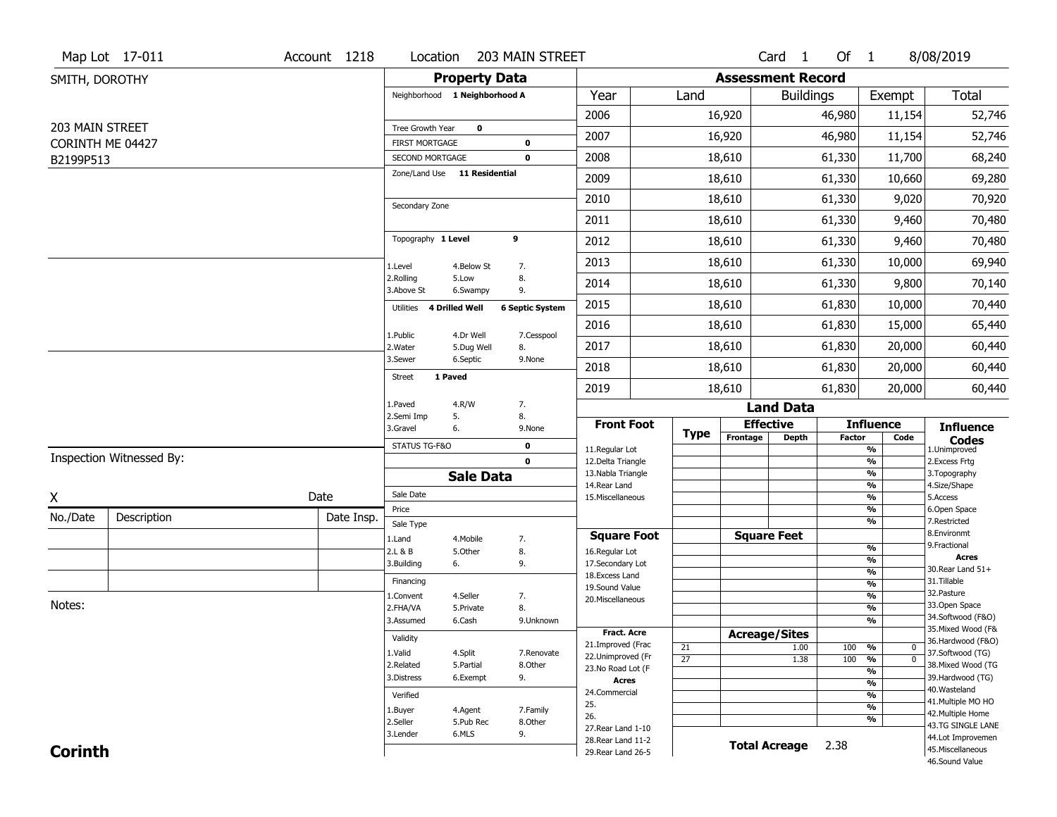Map Lot 17-011 | Account 1218 | Location 203 MAIN STREET | Card 1 Of 1 | 8/08/2019

SMITH, DOROTHY

203 MAIN STREET
CORINTH ME 04427
B2199P513

## Property Data

Neighborhood **1 Neighborhood A**

Tree Growth Year **0**
FIRST MORTGAGE **0**
SECOND MORTGAGE **0**
Zone/Land Use **11 Residential**

Secondary Zone

Topography **1 Level** **9**

1.Level 4.Below St 7.
2.Rolling 5.Low 8.
3.Above St 6.Swampy 9.

Utilities **4 Drilled Well** **6 Septic System**

1.Public 4.Dr Well 7.Cesspool
2.Water 5.Dug Well 8.
3.Sewer 6.Septic 9.None

Street **1 Paved**

1.Paved 4.R/W 7.
2.Semi Imp 5. 8.
3.Gravel 6. 9.None

STATUS TG-F&O **0**
**0**

## Sale Data

Sale Date
Price
Sale Type
1.Land 4.Mobile 7.
2.L & B 5.Other 8.
3.Building 6. 9.

Financing
1.Convent 4.Seller 7.
2.FHA/VA 5.Private 8.
3.Assumed 6.Cash 9.Unknown

Validity
1.Valid 4.Split 7.Renovate
2.Related 5.Partial 8.Other
3.Distress 6.Exempt 9.

Verified
1.Buyer 4.Agent 7.Family
2.Seller 5.Pub Rec 8.Other
3.Lender 6.MLS 9.

## Assessment Record

| Year | Land | Buildings | Exempt | Total |
|---|---|---|---|---|
| 2006 | 16,920 | 46,980 | 11,154 | 52,746 |
| 2007 | 16,920 | 46,980 | 11,154 | 52,746 |
| 2008 | 18,610 | 61,330 | 11,700 | 68,240 |
| 2009 | 18,610 | 61,330 | 10,660 | 69,280 |
| 2010 | 18,610 | 61,330 | 9,020 | 70,920 |
| 2011 | 18,610 | 61,330 | 9,460 | 70,480 |
| 2012 | 18,610 | 61,330 | 9,460 | 70,480 |
| 2013 | 18,610 | 61,330 | 10,000 | 69,940 |
| 2014 | 18,610 | 61,330 | 9,800 | 70,140 |
| 2015 | 18,610 | 61,830 | 10,000 | 70,440 |
| 2016 | 18,610 | 61,830 | 15,000 | 65,440 |
| 2017 | 18,610 | 61,830 | 20,000 | 60,440 |
| 2018 | 18,610 | 61,830 | 20,000 | 60,440 |
| 2019 | 18,610 | 61,830 | 20,000 | 60,440 |

## Land Data

| | Type | Effective Frontage | Effective Depth | Influence Factor | Influence Code |
|---|---|---|---|---|---|
| **Front Foot** | | | | | |
| 11.Regular Lot | | | | % | |
| 12.Delta Triangle | | | | % | |
| 13.Nabla Triangle | | | | % | |
| 14.Rear Land | | | | % | |
| 15.Miscellaneous | | | | % | |
| **Square Foot** | | **Square Feet** | | | |
| 16.Regular Lot | | | | % | |
| 17.Secondary Lot | | | | % | |
| 18.Excess Land | | | | % | |
| 19.Sound Value | | | | % | |
| 20.Miscellaneous | | | | % | |
| **Fract. Acre** | | **Acreage/Sites** | | | |
| 21.Improved (Frac | 21 | | 1.00 | 100 % | 0 |
| 22.Unimproved (Fr | 27 | | 1.38 | 100 % | 0 |
| 23.No Road Lot (F | | | | % | |
| **Acres** | | | | | |
| 24.Commercial | | | | % | |
| 25. | | | | % | |
| 26. | | | | % | |
| 27.Rear Land 1-10 | | | | | |
| 28.Rear Land 11-2 | | | | | |
| 29.Rear Land 26-5 | | | | | |

**Total Acreage** 2.38

**Influence Codes**
1.Unimproved
2.Excess Frtg
3.Topography
4.Size/Shape
5.Access
6.Open Space
7.Restricted
8.Environmt
9.Fractional

**Acres**
30.Rear Land 51+
31.Tillable
32.Pasture
33.Open Space
34.Softwood (F&O)
35.Mixed Wood (F&
36.Hardwood (F&O)
37.Softwood (TG)
38.Mixed Wood (TG
39.Hardwood (TG)
40.Wasteland
41.Multiple MO HO
42.Multiple Home
43.TG SINGLE LANE
44.Lot Improvemen
45.Miscellaneous
46.Sound Value

Inspection Witnessed By:

X Date

| No./Date | Description | Date Insp. |
|---|---|---|
| | | |
| | | |
| | | |

Notes:

**Corinth**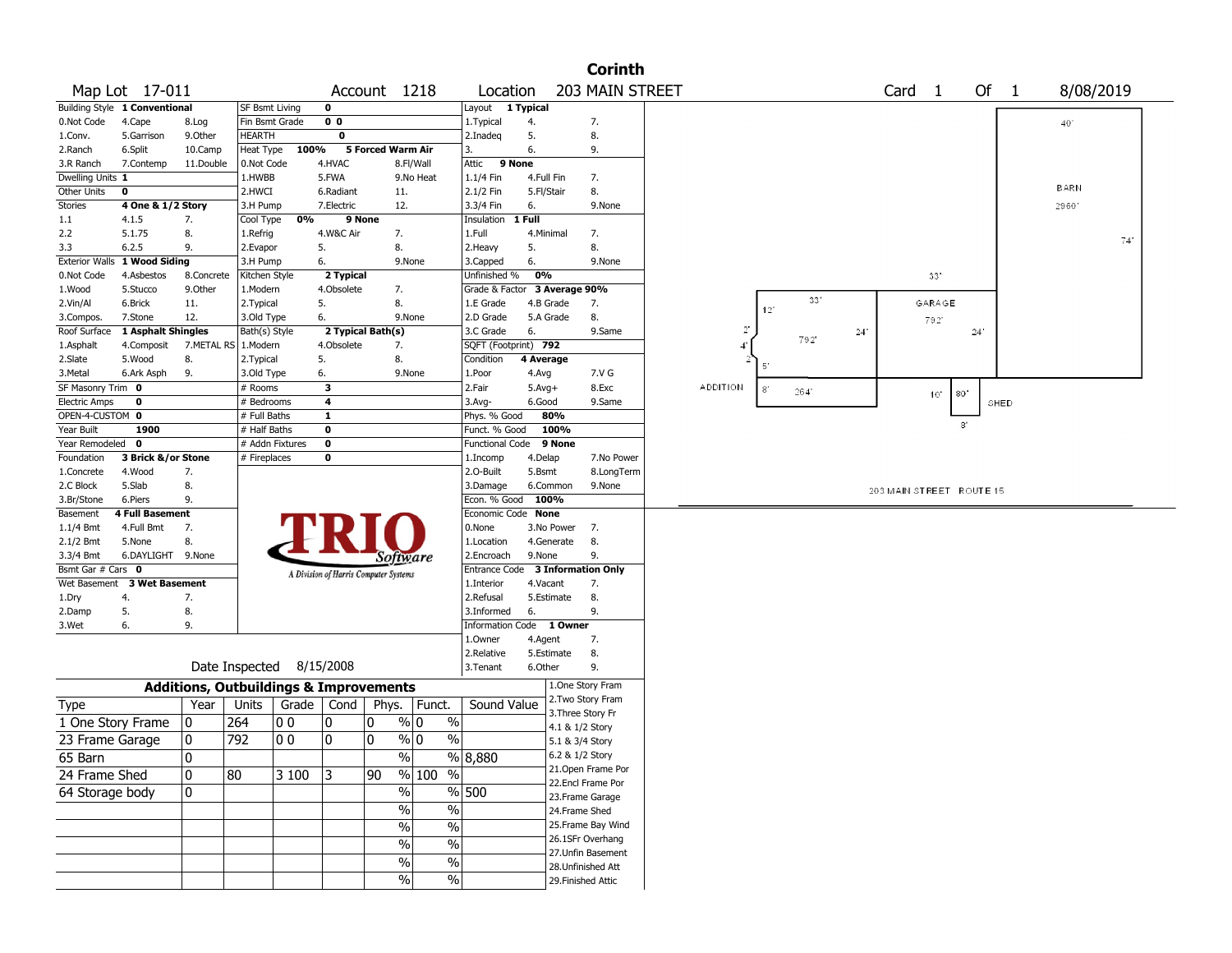# Corinth

Map Lot 17-011 | Account 1218 | Location 203 MAIN STREET | Card 1 Of 1 | 8/08/2019

| | | | | | | | | |
|---|---|---|---|---|---|---|---|---|
| Building Style **1 Conventional** | | | SF Bsmt Living **0** | | | Layout **1 Typical** | | |
| 0.Not Code | 4.Cape | 8.Log | Fin Bsmt Grade **0 0** | | | 1.Typical | 4. | 7. |
| 1.Conv. | 5.Garrison | 9.Other | HEARTH **0** | | | 2.Inadeq | 5. | 8. |
| 2.Ranch | 6.Split | 10.Camp | Heat Type **100% 5 Forced Warm Air** | | | 3. | 6. | 9. |
| 3.R Ranch | 7.Contemp | 11.Double | 0.Not Code | 4.HVAC | 8.Fl/Wall | Attic **9 None** | | |
| Dwelling Units **1** | | | 1.HWBB | 5.FWA | 9.No Heat | 1.1/4 Fin | 4.Full Fin | 7. |
| Other Units **0** | | | 2.HWCI | 6.Radiant | 11. | 2.1/2 Fin | 5.Fl/Stair | 8. |
| Stories **4 One & 1/2 Story** | | | 3.H Pump | 7.Electric | 12. | 3.3/4 Fin | 6. | 9.None |
| 1.1 | 4.1.5 | 7. | Cool Type **0% 9 None** | | | Insulation **1 Full** | | |
| 2.2 | 5.1.75 | 8. | 1.Refrig | 4.W&C Air | 7. | 1.Full | 4.Minimal | 7. |
| 3.3 | 6.2.5 | 9. | 2.Evapor | 5. | 8. | 2.Heavy | 5. | 8. |
| Exterior Walls **1 Wood Siding** | | | 3.H Pump | 6. | 9.None | 3.Capped | 6. | 9.None |
| 0.Not Code | 4.Asbestos | 8.Concrete | Kitchen Style **2 Typical** | | | Unfinished % **0%** | | |
| 1.Wood | 5.Stucco | 9.Other | 1.Modern | 4.Obsolete | 7. | Grade & Factor **3 Average 90%** | | |
| 2.Vin/Al | 6.Brick | 11. | 2.Typical | 5. | 8. | 1.E Grade | 4.B Grade | 7. |
| 3.Compos. | 7.Stone | 12. | 3.Old Type | 6. | 9.None | 2.D Grade | 5.A Grade | 8. |
| Roof Surface **1 Asphalt Shingles** | | | Bath(s) Style **2 Typical Bath(s)** | | | 3.C Grade | 6. | 9.Same |
| 1.Asphalt | 4.Composit | 7.METAL RS | 1.Modern | 4.Obsolete | 7. | SQFT (Footprint) **792** | | |
| 2.Slate | 5.Wood | 8. | 2.Typical | 5. | 8. | Condition **4 Average** | | |
| 3.Metal | 6.Ark Asph | 9. | 3.Old Type | 6. | 9.None | 1.Poor | 4.Avg | 7.V G |
| SF Masonry Trim **0** | | | # Rooms **3** | | | 2.Fair | 5.Avg+ | 8.Exc |
| Electric Amps **0** | | | # Bedrooms **4** | | | 3.Avg- | 6.Good | 9.Same |
| OPEN-4-CUSTOM **0** | | | # Full Baths **1** | | | Phys. % Good **80%** | | |
| Year Built **1900** | | | # Half Baths **0** | | | Funct. % Good **100%** | | |
| Year Remodeled **0** | | | # Addn Fixtures **0** | | | Functional Code **9 None** | | |
| Foundation **3 Brick &/or Stone** | | | # Fireplaces **0** | | | 1.Incomp | 4.Delap | 7.No Power |
| 1.Concrete | 4.Wood | 7. | | | | 2.O-Built | 5.Bsmt | 8.LongTerm |
| 2.C Block | 5.Slab | 8. | | | | 3.Damage | 6.Common | 9.None |
| 3.Br/Stone | 6.Piers | 9. | | | | Econ. % Good **100%** | | |
| Basement **4 Full Basement** | | | | | | Economic Code **None** | | |
| 1.1/4 Bmt | 4.Full Bmt | 7. | | | | 0.None | 3.No Power | 7. |
| 2.1/2 Bmt | 5.None | 8. | | | | 1.Location | 4.Generate | 8. |
| 3.3/4 Bmt | 6.DAYLIGHT | 9.None | | | | 2.Encroach | 9.None | 9. |
| Bsmt Gar # Cars **0** | | | | | | Entrance Code **3 Information Only** | | |
| Wet Basement **3 Wet Basement** | | | | | | 1.Interior | 4.Vacant | 7. |
| 1.Dry | 4. | 7. | | | | 2.Refusal | 5.Estimate | 8. |
| 2.Damp | 5. | 8. | | | | 3.Informed | 6. | 9. |
| 3.Wet | 6. | 9. | | | | Information Code **1 Owner** | | |
| | | | | | | 1.Owner | 4.Agent | 7. |
| | | | | | | 2.Relative | 5.Estimate | 8. |
| Date Inspected 8/15/2008 | | | | | | 3.Tenant | 6.Other | 9. |

TRIO Software
A Division of Harris Computer Systems

## Additions, Outbuildings & Improvements

| Type | Year | Units | Grade | Cond | Phys. | Funct. | Sound Value |
|---|---|---|---|---|---|---|---|
| 1 One Story Frame | 0 | 264 | 0 0 | 0 | 0 % | 0 % | |
| 23 Frame Garage | 0 | 792 | 0 0 | 0 | 0 % | 0 % | |
| 65 Barn | 0 | | | | % | % | 8,880 |
| 24 Frame Shed | 0 | 80 | 3 100 | 3 | 90 % | 100 % | |
| 64 Storage body | 0 | | | | % | % | 500 |
| | | | | | % | % | |
| | | | | | % | % | |
| | | | | | % | % | |
| | | | | | % | % | |
| | | | | | % | % | |

1.One Story Fram
2.Two Story Fram
3.Three Story Fr
4.1 & 1/2 Story
5.1 & 3/4 Story
6.2 & 1/2 Story
21.Open Frame Por
22.Encl Frame Por
23.Frame Garage
24.Frame Shed
25.Frame Bay Wind
26.1SFr Overhang
27.Unfin Basement
28.Unfinished Att
29.Finished Attic

40'
BARN
2960'
74'
33'
33'
12'
GARAGE
792'
792'
24'
24'
2'
4'
2'
5'
ADDITION
8'
264'
10'
80'
SHED
8'
203 MAIN STREET ROUTE 15